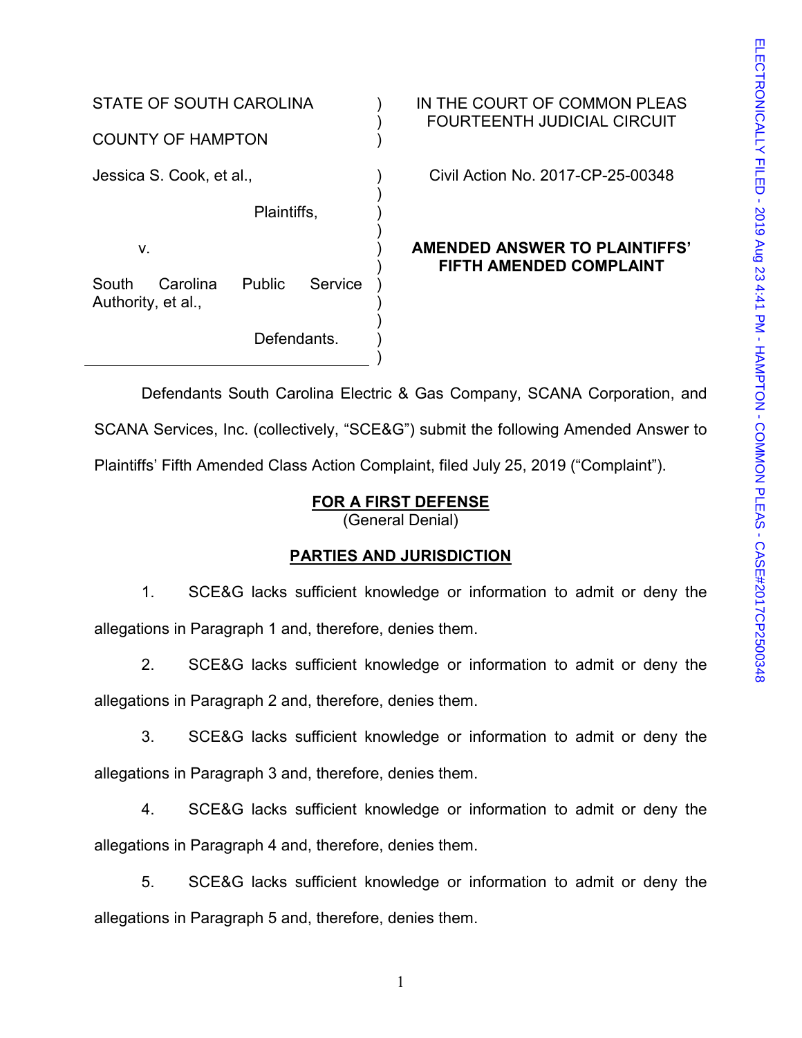STATE OF SOUTH CAROLINA

COUNTY OF HAMPTON

IN THE COURT OF COMMON PLEAS
FOURTEENTH JUDICIAL CIRCUIT

Jessica S. Cook, et al.,

Plaintiffs,

v.

South Carolina Public Service Authority, et al.,

Defendants.

Civil Action No. 2017-CP-25-00348

**AMENDED ANSWER TO PLAINTIFFS' FIFTH AMENDED COMPLAINT**

ELECTRONICALLY FILED - 2019 Aug 23 4:41 PM - HAMPTON - COMMON PLEAS - CASE#2017CP2500348

Defendants South Carolina Electric & Gas Company, SCANA Corporation, and SCANA Services, Inc. (collectively, "SCE&G") submit the following Amended Answer to Plaintiffs' Fifth Amended Class Action Complaint, filed July 25, 2019 ("Complaint").

**FOR A FIRST DEFENSE**
(General Denial)

**PARTIES AND JURISDICTION**

1. SCE&G lacks sufficient knowledge or information to admit or deny the allegations in Paragraph 1 and, therefore, denies them.

2. SCE&G lacks sufficient knowledge or information to admit or deny the allegations in Paragraph 2 and, therefore, denies them.

3. SCE&G lacks sufficient knowledge or information to admit or deny the allegations in Paragraph 3 and, therefore, denies them.

4. SCE&G lacks sufficient knowledge or information to admit or deny the allegations in Paragraph 4 and, therefore, denies them.

5. SCE&G lacks sufficient knowledge or information to admit or deny the allegations in Paragraph 5 and, therefore, denies them.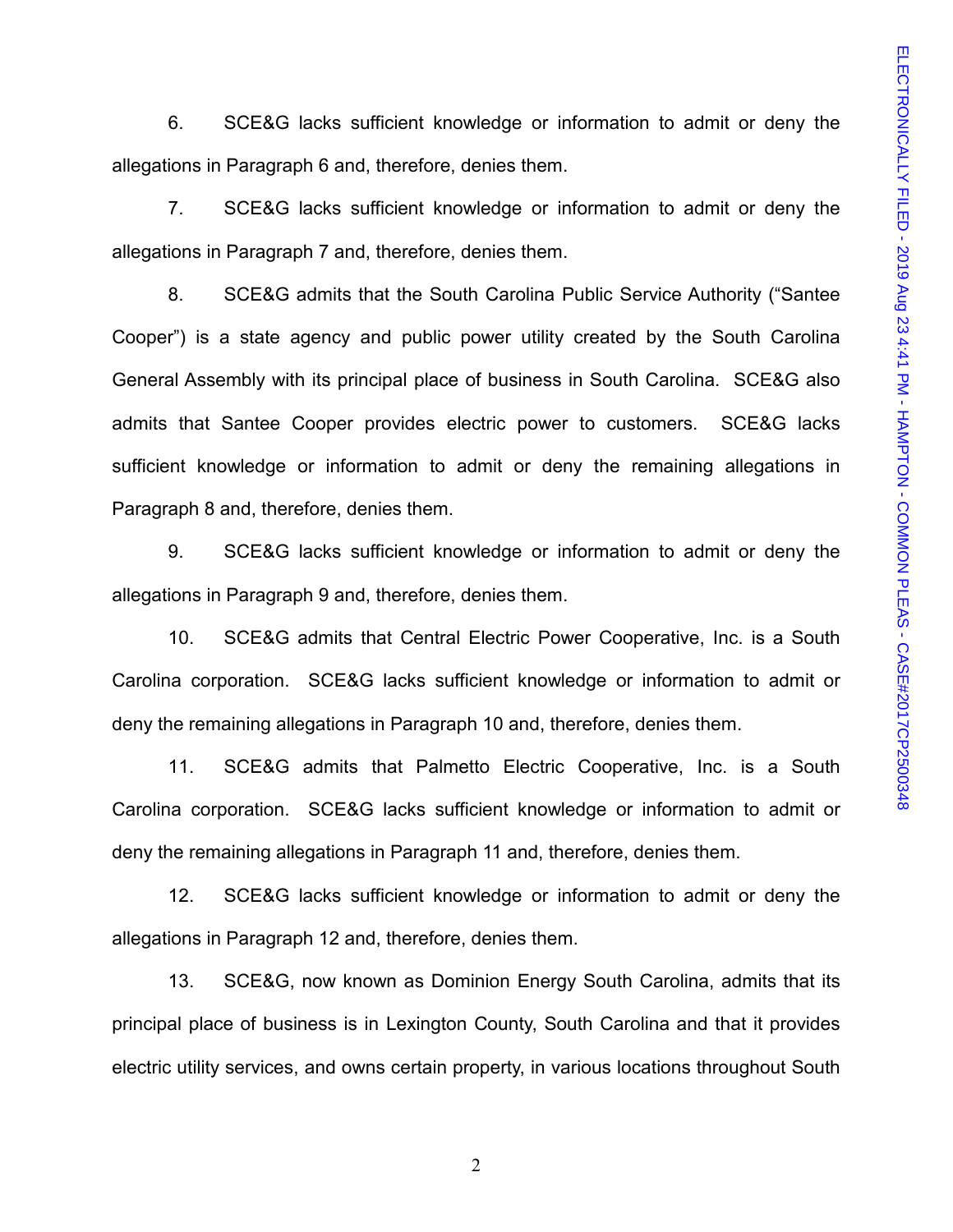6. SCE&G lacks sufficient knowledge or information to admit or deny the allegations in Paragraph 6 and, therefore, denies them.

7. SCE&G lacks sufficient knowledge or information to admit or deny the allegations in Paragraph 7 and, therefore, denies them.

8. SCE&G admits that the South Carolina Public Service Authority ("Santee Cooper") is a state agency and public power utility created by the South Carolina General Assembly with its principal place of business in South Carolina. SCE&G also admits that Santee Cooper provides electric power to customers. SCE&G lacks sufficient knowledge or information to admit or deny the remaining allegations in Paragraph 8 and, therefore, denies them.

9. SCE&G lacks sufficient knowledge or information to admit or deny the allegations in Paragraph 9 and, therefore, denies them.

10. SCE&G admits that Central Electric Power Cooperative, Inc. is a South Carolina corporation. SCE&G lacks sufficient knowledge or information to admit or deny the remaining allegations in Paragraph 10 and, therefore, denies them.

11. SCE&G admits that Palmetto Electric Cooperative, Inc. is a South Carolina corporation. SCE&G lacks sufficient knowledge or information to admit or deny the remaining allegations in Paragraph 11 and, therefore, denies them.

12. SCE&G lacks sufficient knowledge or information to admit or deny the allegations in Paragraph 12 and, therefore, denies them.

13. SCE&G, now known as Dominion Energy South Carolina, admits that its principal place of business is in Lexington County, South Carolina and that it provides electric utility services, and owns certain property, in various locations throughout South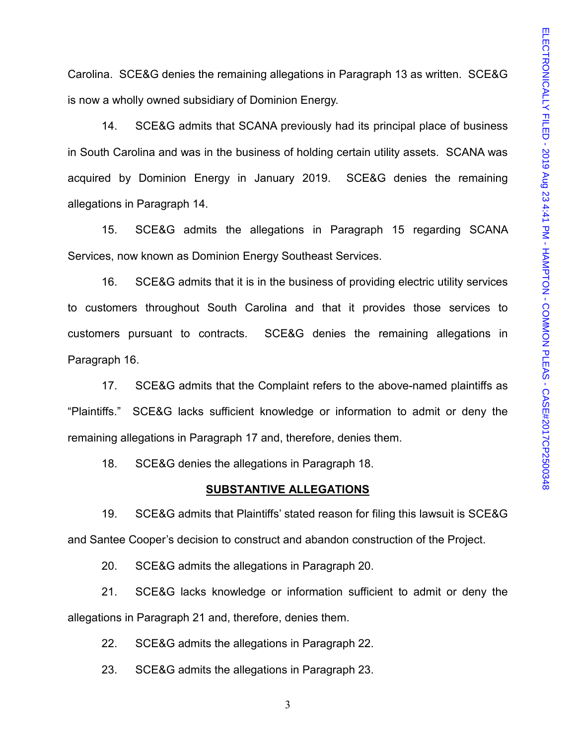Carolina. SCE&G denies the remaining allegations in Paragraph 13 as written. SCE&G is now a wholly owned subsidiary of Dominion Energy.

14. SCE&G admits that SCANA previously had its principal place of business in South Carolina and was in the business of holding certain utility assets. SCANA was acquired by Dominion Energy in January 2019. SCE&G denies the remaining allegations in Paragraph 14.

15. SCE&G admits the allegations in Paragraph 15 regarding SCANA Services, now known as Dominion Energy Southeast Services.

16. SCE&G admits that it is in the business of providing electric utility services to customers throughout South Carolina and that it provides those services to customers pursuant to contracts. SCE&G denies the remaining allegations in Paragraph 16.

17. SCE&G admits that the Complaint refers to the above-named plaintiffs as "Plaintiffs." SCE&G lacks sufficient knowledge or information to admit or deny the remaining allegations in Paragraph 17 and, therefore, denies them.

18. SCE&G denies the allegations in Paragraph 18.

**SUBSTANTIVE ALLEGATIONS**

19. SCE&G admits that Plaintiffs' stated reason for filing this lawsuit is SCE&G and Santee Cooper's decision to construct and abandon construction of the Project.

20. SCE&G admits the allegations in Paragraph 20.

21. SCE&G lacks knowledge or information sufficient to admit or deny the allegations in Paragraph 21 and, therefore, denies them.

22. SCE&G admits the allegations in Paragraph 22.

23. SCE&G admits the allegations in Paragraph 23.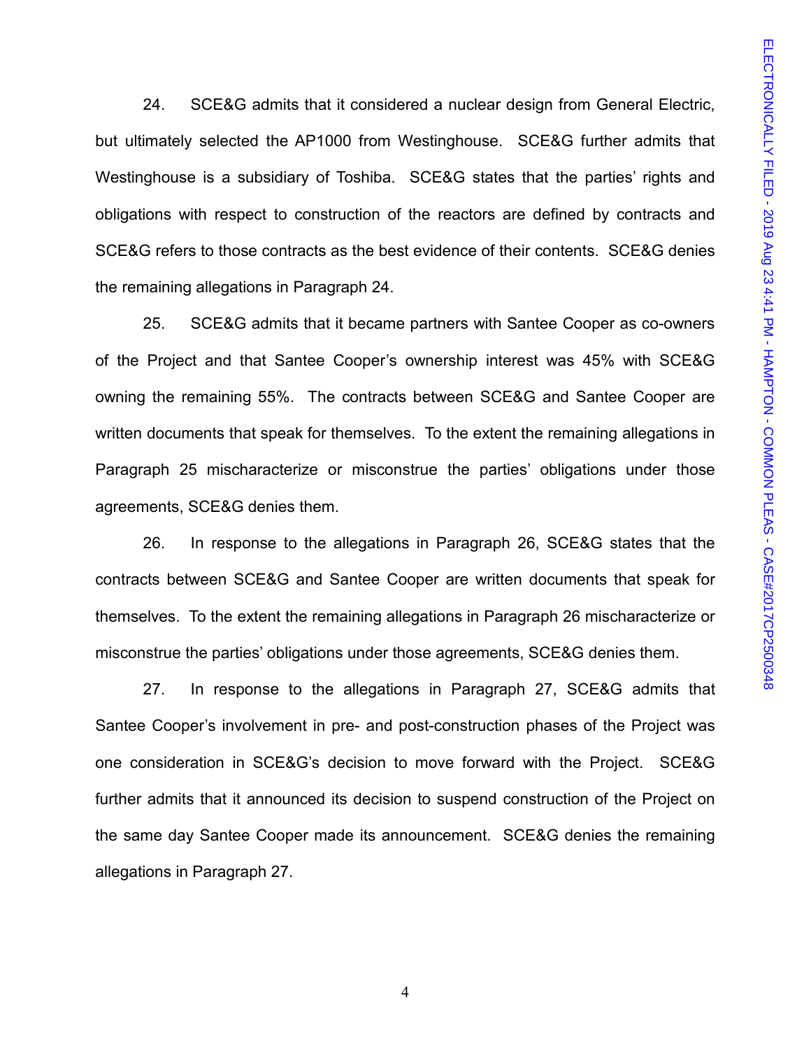24. SCE&G admits that it considered a nuclear design from General Electric, but ultimately selected the AP1000 from Westinghouse. SCE&G further admits that Westinghouse is a subsidiary of Toshiba. SCE&G states that the parties' rights and obligations with respect to construction of the reactors are defined by contracts and SCE&G refers to those contracts as the best evidence of their contents. SCE&G denies the remaining allegations in Paragraph 24.

25. SCE&G admits that it became partners with Santee Cooper as co-owners of the Project and that Santee Cooper's ownership interest was 45% with SCE&G owning the remaining 55%. The contracts between SCE&G and Santee Cooper are written documents that speak for themselves. To the extent the remaining allegations in Paragraph 25 mischaracterize or misconstrue the parties' obligations under those agreements, SCE&G denies them.

26. In response to the allegations in Paragraph 26, SCE&G states that the contracts between SCE&G and Santee Cooper are written documents that speak for themselves. To the extent the remaining allegations in Paragraph 26 mischaracterize or misconstrue the parties' obligations under those agreements, SCE&G denies them.

27. In response to the allegations in Paragraph 27, SCE&G admits that Santee Cooper's involvement in pre- and post-construction phases of the Project was one consideration in SCE&G's decision to move forward with the Project. SCE&G further admits that it announced its decision to suspend construction of the Project on the same day Santee Cooper made its announcement. SCE&G denies the remaining allegations in Paragraph 27.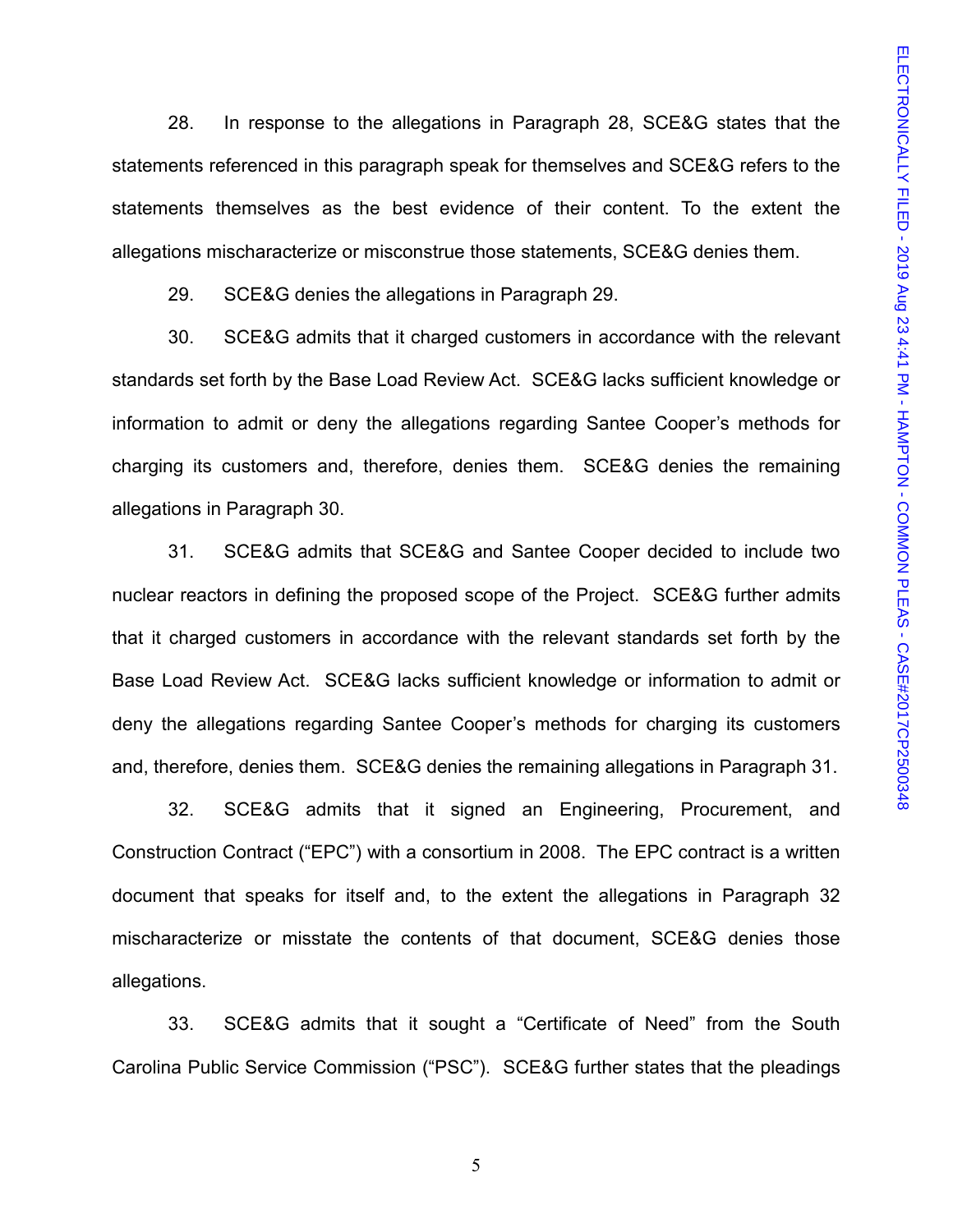28. In response to the allegations in Paragraph 28, SCE&G states that the statements referenced in this paragraph speak for themselves and SCE&G refers to the statements themselves as the best evidence of their content. To the extent the allegations mischaracterize or misconstrue those statements, SCE&G denies them.

29. SCE&G denies the allegations in Paragraph 29.

30. SCE&G admits that it charged customers in accordance with the relevant standards set forth by the Base Load Review Act. SCE&G lacks sufficient knowledge or information to admit or deny the allegations regarding Santee Cooper's methods for charging its customers and, therefore, denies them. SCE&G denies the remaining allegations in Paragraph 30.

31. SCE&G admits that SCE&G and Santee Cooper decided to include two nuclear reactors in defining the proposed scope of the Project. SCE&G further admits that it charged customers in accordance with the relevant standards set forth by the Base Load Review Act. SCE&G lacks sufficient knowledge or information to admit or deny the allegations regarding Santee Cooper's methods for charging its customers and, therefore, denies them. SCE&G denies the remaining allegations in Paragraph 31.

32. SCE&G admits that it signed an Engineering, Procurement, and Construction Contract ("EPC") with a consortium in 2008. The EPC contract is a written document that speaks for itself and, to the extent the allegations in Paragraph 32 mischaracterize or misstate the contents of that document, SCE&G denies those allegations.

33. SCE&G admits that it sought a "Certificate of Need" from the South Carolina Public Service Commission ("PSC"). SCE&G further states that the pleadings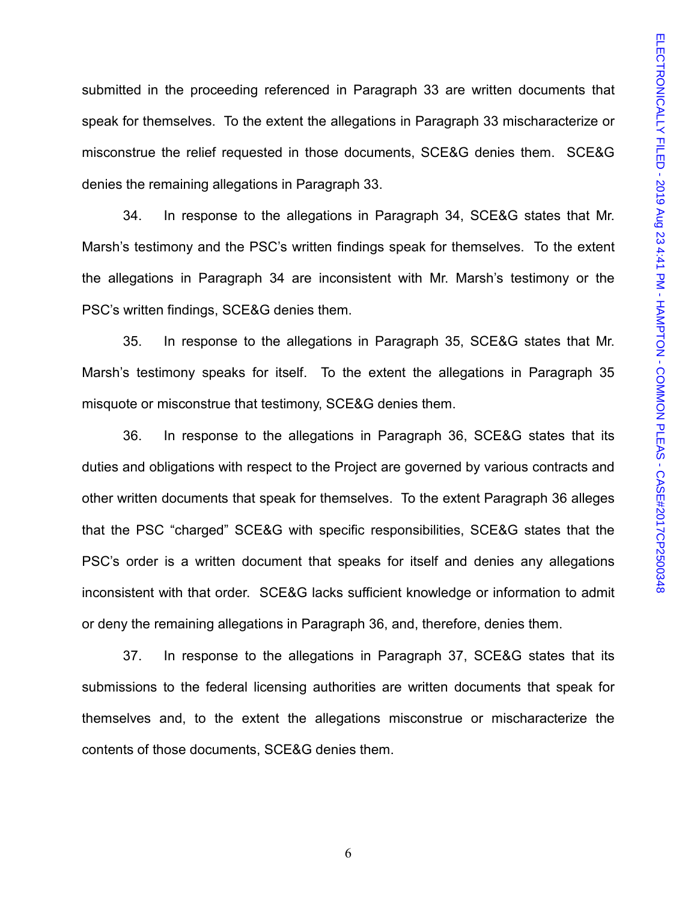submitted in the proceeding referenced in Paragraph 33 are written documents that speak for themselves. To the extent the allegations in Paragraph 33 mischaracterize or misconstrue the relief requested in those documents, SCE&G denies them. SCE&G denies the remaining allegations in Paragraph 33.

34. In response to the allegations in Paragraph 34, SCE&G states that Mr. Marsh's testimony and the PSC's written findings speak for themselves. To the extent the allegations in Paragraph 34 are inconsistent with Mr. Marsh's testimony or the PSC's written findings, SCE&G denies them.

35. In response to the allegations in Paragraph 35, SCE&G states that Mr. Marsh's testimony speaks for itself. To the extent the allegations in Paragraph 35 misquote or misconstrue that testimony, SCE&G denies them.

36. In response to the allegations in Paragraph 36, SCE&G states that its duties and obligations with respect to the Project are governed by various contracts and other written documents that speak for themselves. To the extent Paragraph 36 alleges that the PSC "charged" SCE&G with specific responsibilities, SCE&G states that the PSC's order is a written document that speaks for itself and denies any allegations inconsistent with that order. SCE&G lacks sufficient knowledge or information to admit or deny the remaining allegations in Paragraph 36, and, therefore, denies them.

37. In response to the allegations in Paragraph 37, SCE&G states that its submissions to the federal licensing authorities are written documents that speak for themselves and, to the extent the allegations misconstrue or mischaracterize the contents of those documents, SCE&G denies them.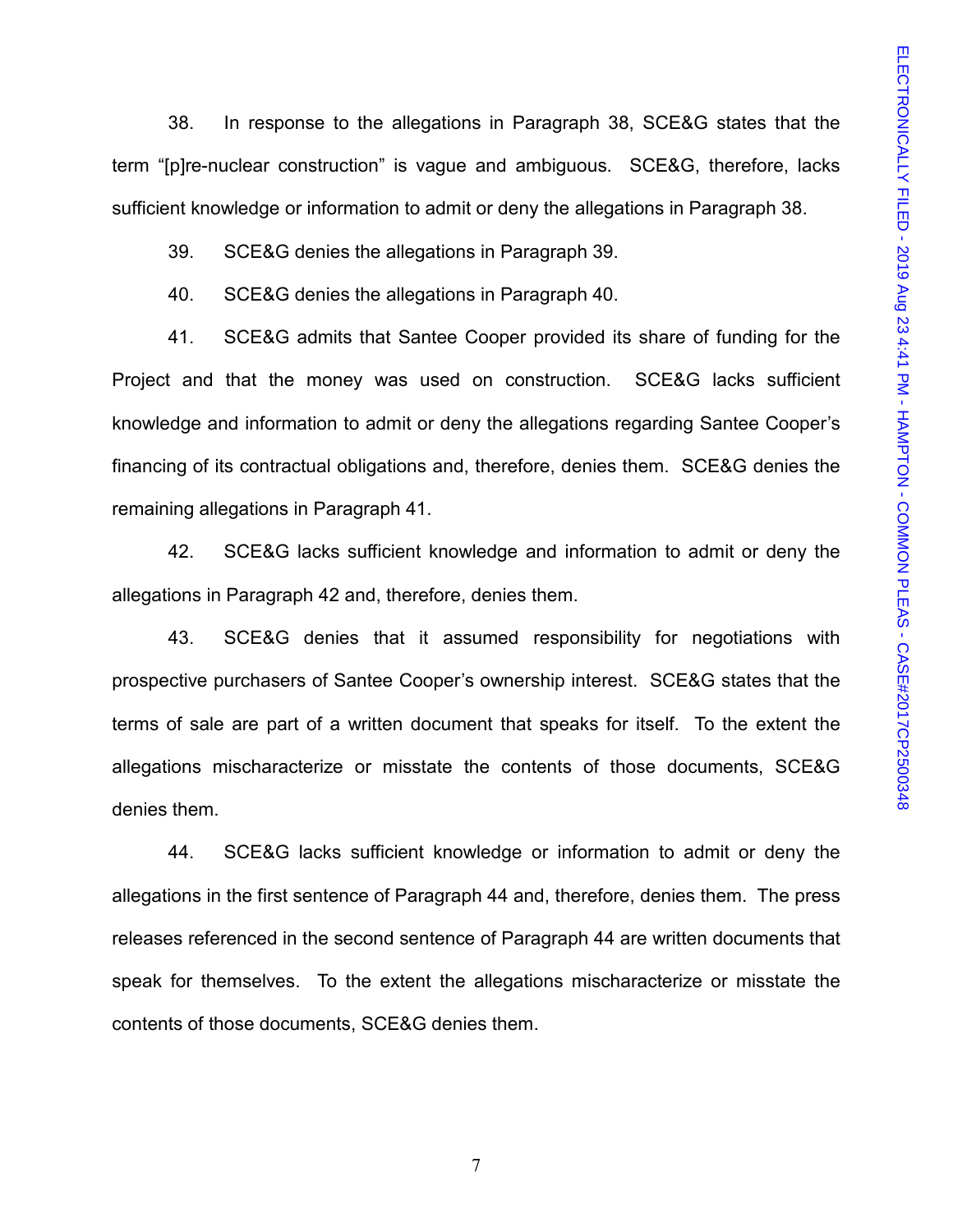38. In response to the allegations in Paragraph 38, SCE&G states that the term "[p]re-nuclear construction" is vague and ambiguous. SCE&G, therefore, lacks sufficient knowledge or information to admit or deny the allegations in Paragraph 38.

39. SCE&G denies the allegations in Paragraph 39.

40. SCE&G denies the allegations in Paragraph 40.

41. SCE&G admits that Santee Cooper provided its share of funding for the Project and that the money was used on construction. SCE&G lacks sufficient knowledge and information to admit or deny the allegations regarding Santee Cooper's financing of its contractual obligations and, therefore, denies them. SCE&G denies the remaining allegations in Paragraph 41.

42. SCE&G lacks sufficient knowledge and information to admit or deny the allegations in Paragraph 42 and, therefore, denies them.

43. SCE&G denies that it assumed responsibility for negotiations with prospective purchasers of Santee Cooper's ownership interest. SCE&G states that the terms of sale are part of a written document that speaks for itself. To the extent the allegations mischaracterize or misstate the contents of those documents, SCE&G denies them.

44. SCE&G lacks sufficient knowledge or information to admit or deny the allegations in the first sentence of Paragraph 44 and, therefore, denies them. The press releases referenced in the second sentence of Paragraph 44 are written documents that speak for themselves. To the extent the allegations mischaracterize or misstate the contents of those documents, SCE&G denies them.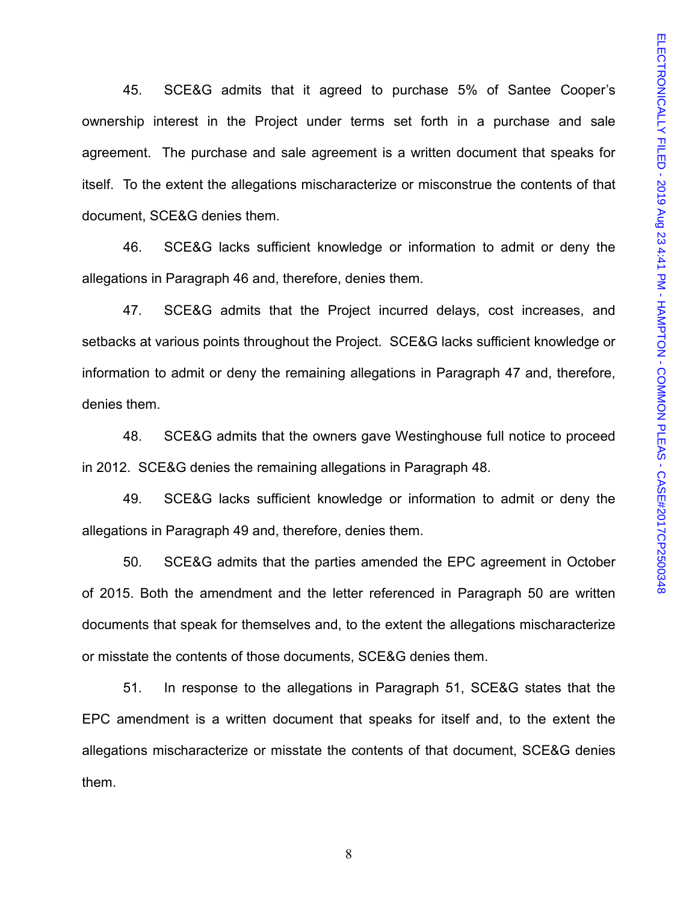45. SCE&G admits that it agreed to purchase 5% of Santee Cooper's ownership interest in the Project under terms set forth in a purchase and sale agreement. The purchase and sale agreement is a written document that speaks for itself. To the extent the allegations mischaracterize or misconstrue the contents of that document, SCE&G denies them.

46. SCE&G lacks sufficient knowledge or information to admit or deny the allegations in Paragraph 46 and, therefore, denies them.

47. SCE&G admits that the Project incurred delays, cost increases, and setbacks at various points throughout the Project. SCE&G lacks sufficient knowledge or information to admit or deny the remaining allegations in Paragraph 47 and, therefore, denies them.

48. SCE&G admits that the owners gave Westinghouse full notice to proceed in 2012. SCE&G denies the remaining allegations in Paragraph 48.

49. SCE&G lacks sufficient knowledge or information to admit or deny the allegations in Paragraph 49 and, therefore, denies them.

50. SCE&G admits that the parties amended the EPC agreement in October of 2015. Both the amendment and the letter referenced in Paragraph 50 are written documents that speak for themselves and, to the extent the allegations mischaracterize or misstate the contents of those documents, SCE&G denies them.

51. In response to the allegations in Paragraph 51, SCE&G states that the EPC amendment is a written document that speaks for itself and, to the extent the allegations mischaracterize or misstate the contents of that document, SCE&G denies them.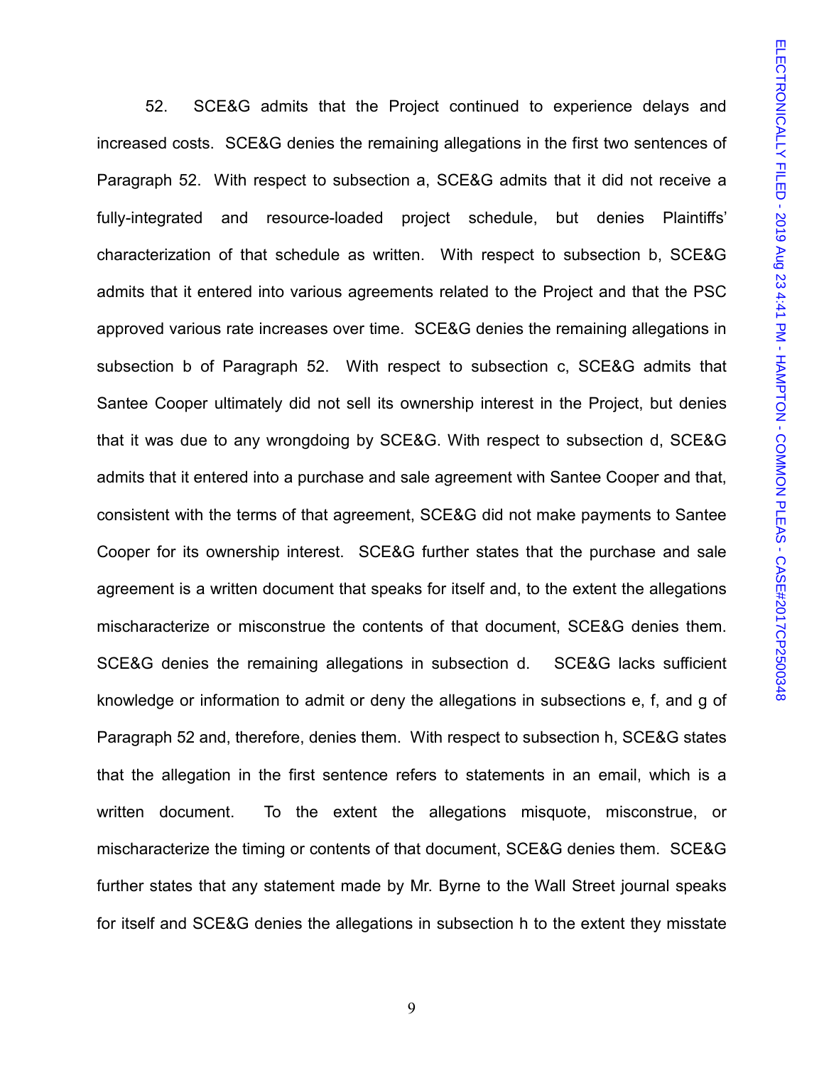52. SCE&G admits that the Project continued to experience delays and increased costs. SCE&G denies the remaining allegations in the first two sentences of Paragraph 52. With respect to subsection a, SCE&G admits that it did not receive a fully-integrated and resource-loaded project schedule, but denies Plaintiffs' characterization of that schedule as written. With respect to subsection b, SCE&G admits that it entered into various agreements related to the Project and that the PSC approved various rate increases over time. SCE&G denies the remaining allegations in subsection b of Paragraph 52. With respect to subsection c, SCE&G admits that Santee Cooper ultimately did not sell its ownership interest in the Project, but denies that it was due to any wrongdoing by SCE&G. With respect to subsection d, SCE&G admits that it entered into a purchase and sale agreement with Santee Cooper and that, consistent with the terms of that agreement, SCE&G did not make payments to Santee Cooper for its ownership interest. SCE&G further states that the purchase and sale agreement is a written document that speaks for itself and, to the extent the allegations mischaracterize or misconstrue the contents of that document, SCE&G denies them. SCE&G denies the remaining allegations in subsection d. SCE&G lacks sufficient knowledge or information to admit or deny the allegations in subsections e, f, and g of Paragraph 52 and, therefore, denies them. With respect to subsection h, SCE&G states that the allegation in the first sentence refers to statements in an email, which is a written document. To the extent the allegations misquote, misconstrue, or mischaracterize the timing or contents of that document, SCE&G denies them. SCE&G further states that any statement made by Mr. Byrne to the Wall Street journal speaks for itself and SCE&G denies the allegations in subsection h to the extent they misstate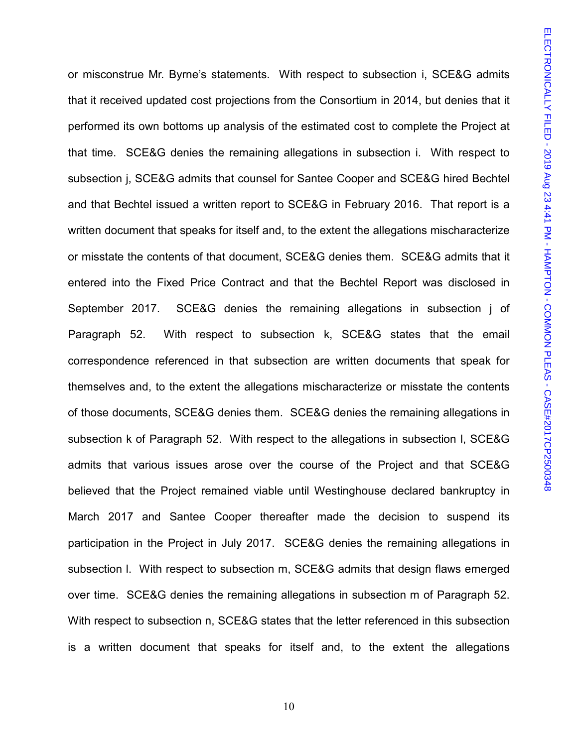or misconstrue Mr. Byrne's statements. With respect to subsection i, SCE&G admits that it received updated cost projections from the Consortium in 2014, but denies that it performed its own bottoms up analysis of the estimated cost to complete the Project at that time. SCE&G denies the remaining allegations in subsection i. With respect to subsection j, SCE&G admits that counsel for Santee Cooper and SCE&G hired Bechtel and that Bechtel issued a written report to SCE&G in February 2016. That report is a written document that speaks for itself and, to the extent the allegations mischaracterize or misstate the contents of that document, SCE&G denies them. SCE&G admits that it entered into the Fixed Price Contract and that the Bechtel Report was disclosed in September 2017. SCE&G denies the remaining allegations in subsection j of Paragraph 52. With respect to subsection k, SCE&G states that the email correspondence referenced in that subsection are written documents that speak for themselves and, to the extent the allegations mischaracterize or misstate the contents of those documents, SCE&G denies them. SCE&G denies the remaining allegations in subsection k of Paragraph 52. With respect to the allegations in subsection l, SCE&G admits that various issues arose over the course of the Project and that SCE&G believed that the Project remained viable until Westinghouse declared bankruptcy in March 2017 and Santee Cooper thereafter made the decision to suspend its participation in the Project in July 2017. SCE&G denies the remaining allegations in subsection l. With respect to subsection m, SCE&G admits that design flaws emerged over time. SCE&G denies the remaining allegations in subsection m of Paragraph 52. With respect to subsection n, SCE&G states that the letter referenced in this subsection is a written document that speaks for itself and, to the extent the allegations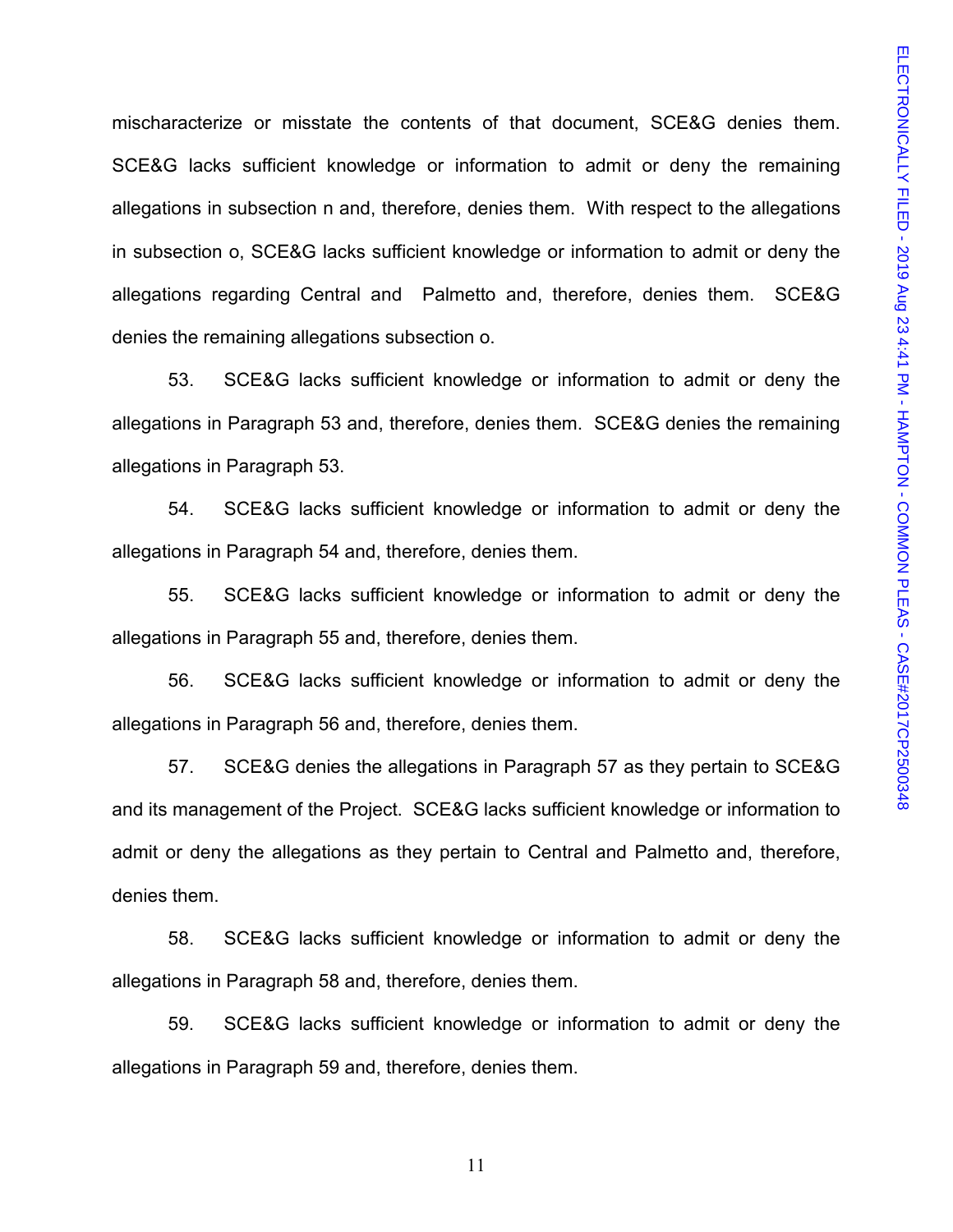mischaracterize or misstate the contents of that document, SCE&G denies them. SCE&G lacks sufficient knowledge or information to admit or deny the remaining allegations in subsection n and, therefore, denies them. With respect to the allegations in subsection o, SCE&G lacks sufficient knowledge or information to admit or deny the allegations regarding Central and Palmetto and, therefore, denies them. SCE&G denies the remaining allegations subsection o.

53. SCE&G lacks sufficient knowledge or information to admit or deny the allegations in Paragraph 53 and, therefore, denies them. SCE&G denies the remaining allegations in Paragraph 53.

54. SCE&G lacks sufficient knowledge or information to admit or deny the allegations in Paragraph 54 and, therefore, denies them.

55. SCE&G lacks sufficient knowledge or information to admit or deny the allegations in Paragraph 55 and, therefore, denies them.

56. SCE&G lacks sufficient knowledge or information to admit or deny the allegations in Paragraph 56 and, therefore, denies them.

57. SCE&G denies the allegations in Paragraph 57 as they pertain to SCE&G and its management of the Project. SCE&G lacks sufficient knowledge or information to admit or deny the allegations as they pertain to Central and Palmetto and, therefore, denies them.

58. SCE&G lacks sufficient knowledge or information to admit or deny the allegations in Paragraph 58 and, therefore, denies them.

59. SCE&G lacks sufficient knowledge or information to admit or deny the allegations in Paragraph 59 and, therefore, denies them.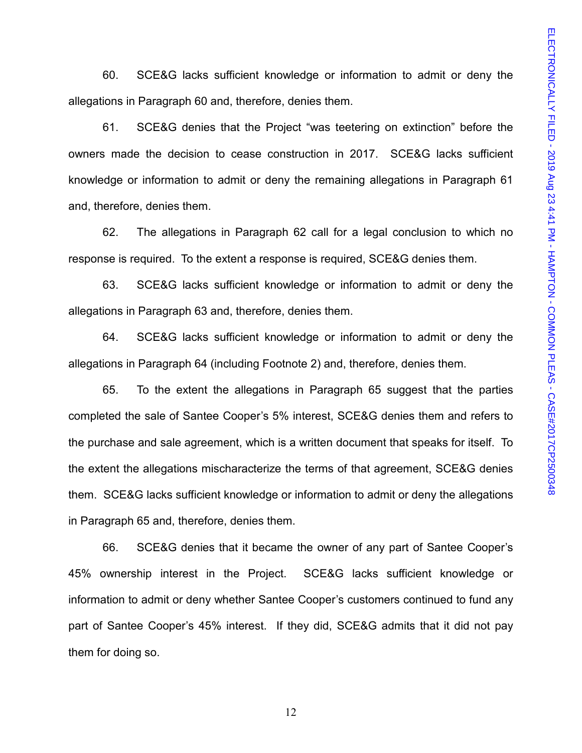60. SCE&G lacks sufficient knowledge or information to admit or deny the allegations in Paragraph 60 and, therefore, denies them.

61. SCE&G denies that the Project "was teetering on extinction" before the owners made the decision to cease construction in 2017. SCE&G lacks sufficient knowledge or information to admit or deny the remaining allegations in Paragraph 61 and, therefore, denies them.

62. The allegations in Paragraph 62 call for a legal conclusion to which no response is required. To the extent a response is required, SCE&G denies them.

63. SCE&G lacks sufficient knowledge or information to admit or deny the allegations in Paragraph 63 and, therefore, denies them.

64. SCE&G lacks sufficient knowledge or information to admit or deny the allegations in Paragraph 64 (including Footnote 2) and, therefore, denies them.

65. To the extent the allegations in Paragraph 65 suggest that the parties completed the sale of Santee Cooper's 5% interest, SCE&G denies them and refers to the purchase and sale agreement, which is a written document that speaks for itself. To the extent the allegations mischaracterize the terms of that agreement, SCE&G denies them. SCE&G lacks sufficient knowledge or information to admit or deny the allegations in Paragraph 65 and, therefore, denies them.

66. SCE&G denies that it became the owner of any part of Santee Cooper's 45% ownership interest in the Project. SCE&G lacks sufficient knowledge or information to admit or deny whether Santee Cooper's customers continued to fund any part of Santee Cooper's 45% interest. If they did, SCE&G admits that it did not pay them for doing so.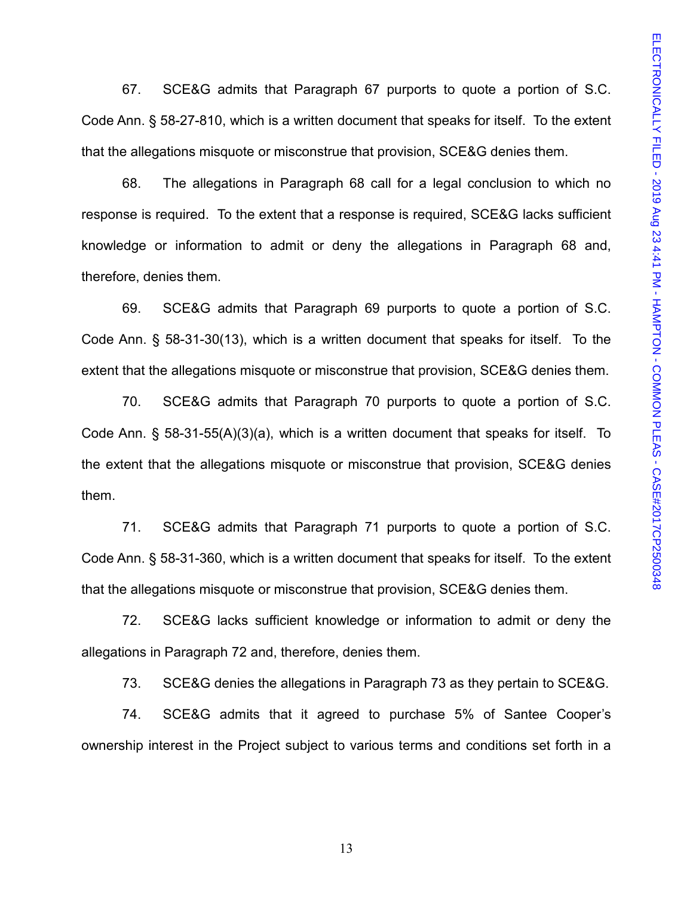67. SCE&G admits that Paragraph 67 purports to quote a portion of S.C. Code Ann. § 58-27-810, which is a written document that speaks for itself. To the extent that the allegations misquote or misconstrue that provision, SCE&G denies them.

68. The allegations in Paragraph 68 call for a legal conclusion to which no response is required. To the extent that a response is required, SCE&G lacks sufficient knowledge or information to admit or deny the allegations in Paragraph 68 and, therefore, denies them.

69. SCE&G admits that Paragraph 69 purports to quote a portion of S.C. Code Ann. § 58-31-30(13), which is a written document that speaks for itself. To the extent that the allegations misquote or misconstrue that provision, SCE&G denies them.

70. SCE&G admits that Paragraph 70 purports to quote a portion of S.C. Code Ann. § 58-31-55(A)(3)(a), which is a written document that speaks for itself. To the extent that the allegations misquote or misconstrue that provision, SCE&G denies them.

71. SCE&G admits that Paragraph 71 purports to quote a portion of S.C. Code Ann. § 58-31-360, which is a written document that speaks for itself. To the extent that the allegations misquote or misconstrue that provision, SCE&G denies them.

72. SCE&G lacks sufficient knowledge or information to admit or deny the allegations in Paragraph 72 and, therefore, denies them.

73. SCE&G denies the allegations in Paragraph 73 as they pertain to SCE&G.

74. SCE&G admits that it agreed to purchase 5% of Santee Cooper's ownership interest in the Project subject to various terms and conditions set forth in a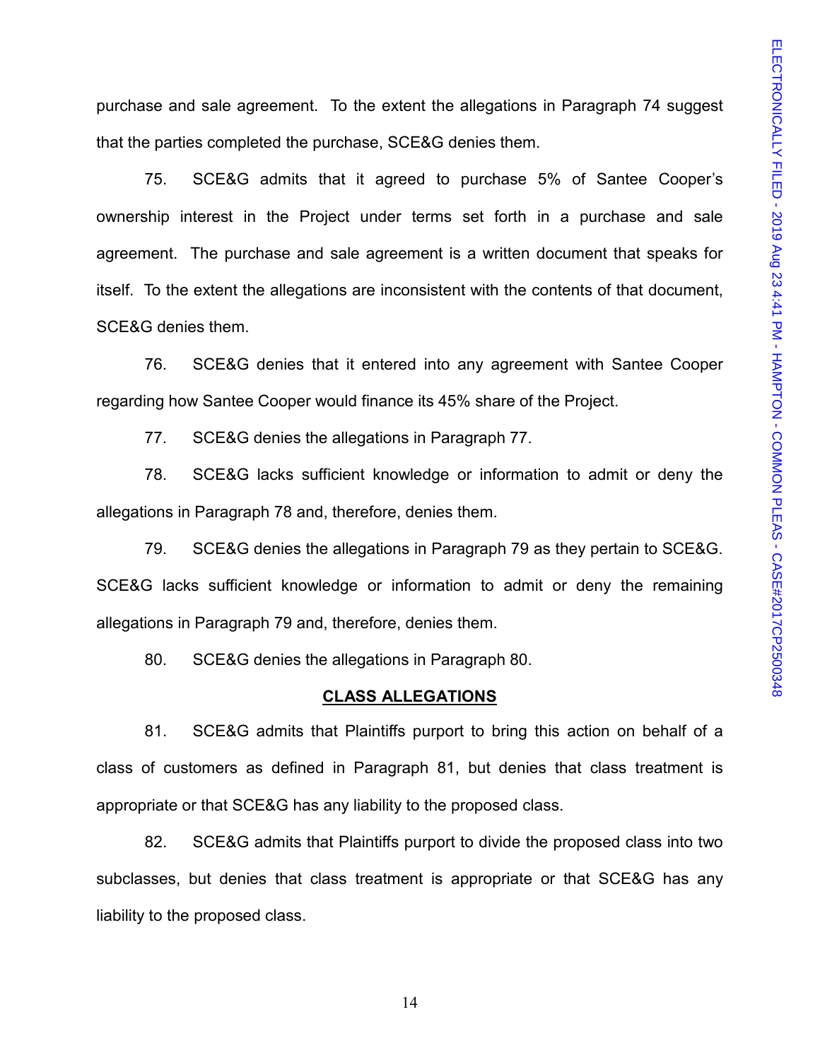purchase and sale agreement. To the extent the allegations in Paragraph 74 suggest that the parties completed the purchase, SCE&G denies them.

75. SCE&G admits that it agreed to purchase 5% of Santee Cooper's ownership interest in the Project under terms set forth in a purchase and sale agreement. The purchase and sale agreement is a written document that speaks for itself. To the extent the allegations are inconsistent with the contents of that document, SCE&G denies them.

76. SCE&G denies that it entered into any agreement with Santee Cooper regarding how Santee Cooper would finance its 45% share of the Project.

77. SCE&G denies the allegations in Paragraph 77.

78. SCE&G lacks sufficient knowledge or information to admit or deny the allegations in Paragraph 78 and, therefore, denies them.

79. SCE&G denies the allegations in Paragraph 79 as they pertain to SCE&G. SCE&G lacks sufficient knowledge or information to admit or deny the remaining allegations in Paragraph 79 and, therefore, denies them.

80. SCE&G denies the allegations in Paragraph 80.

## CLASS ALLEGATIONS

81. SCE&G admits that Plaintiffs purport to bring this action on behalf of a class of customers as defined in Paragraph 81, but denies that class treatment is appropriate or that SCE&G has any liability to the proposed class.

82. SCE&G admits that Plaintiffs purport to divide the proposed class into two subclasses, but denies that class treatment is appropriate or that SCE&G has any liability to the proposed class.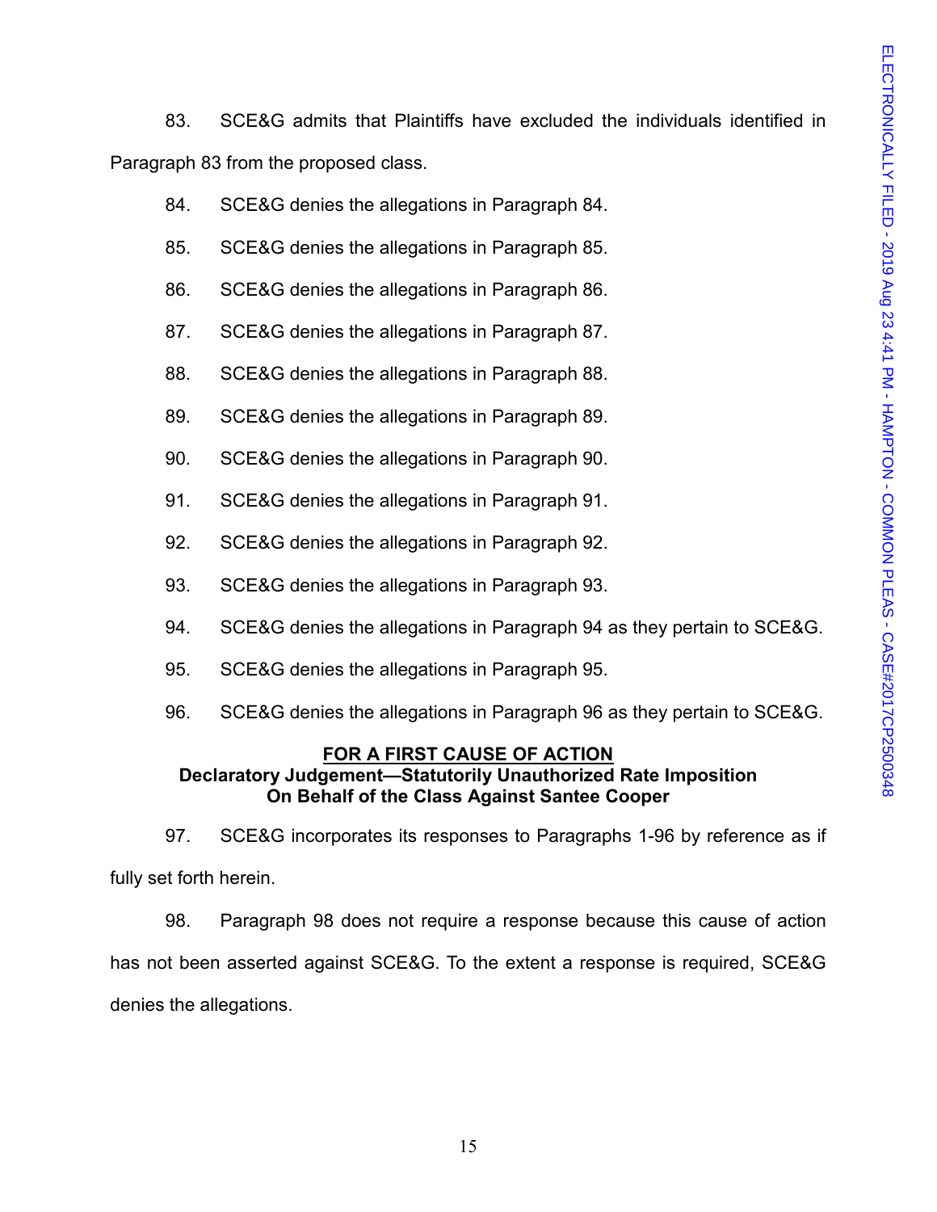83. SCE&G admits that Plaintiffs have excluded the individuals identified in Paragraph 83 from the proposed class.

84. SCE&G denies the allegations in Paragraph 84.

85. SCE&G denies the allegations in Paragraph 85.

86. SCE&G denies the allegations in Paragraph 86.

87. SCE&G denies the allegations in Paragraph 87.

88. SCE&G denies the allegations in Paragraph 88.

89. SCE&G denies the allegations in Paragraph 89.

90. SCE&G denies the allegations in Paragraph 90.

91. SCE&G denies the allegations in Paragraph 91.

92. SCE&G denies the allegations in Paragraph 92.

93. SCE&G denies the allegations in Paragraph 93.

94. SCE&G denies the allegations in Paragraph 94 as they pertain to SCE&G.

95. SCE&G denies the allegations in Paragraph 95.

96. SCE&G denies the allegations in Paragraph 96 as they pertain to SCE&G.

## FOR A FIRST CAUSE OF ACTION
### Declaratory Judgement—Statutorily Unauthorized Rate Imposition On Behalf of the Class Against Santee Cooper

97. SCE&G incorporates its responses to Paragraphs 1-96 by reference as if fully set forth herein.

98. Paragraph 98 does not require a response because this cause of action has not been asserted against SCE&G. To the extent a response is required, SCE&G denies the allegations.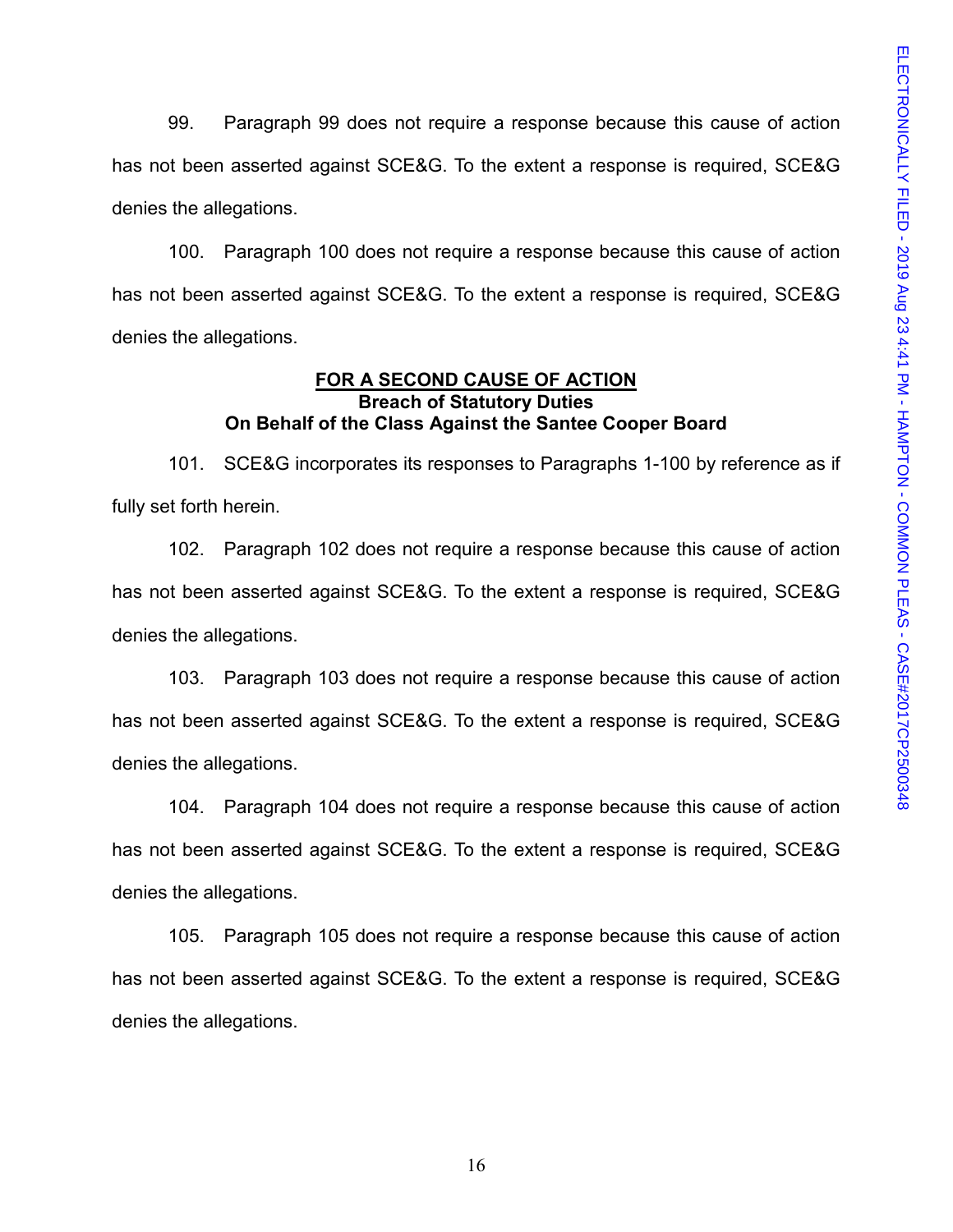99. Paragraph 99 does not require a response because this cause of action has not been asserted against SCE&G. To the extent a response is required, SCE&G denies the allegations.

100. Paragraph 100 does not require a response because this cause of action has not been asserted against SCE&G. To the extent a response is required, SCE&G denies the allegations.

**FOR A SECOND CAUSE OF ACTION**
**Breach of Statutory Duties**
**On Behalf of the Class Against the Santee Cooper Board**

101. SCE&G incorporates its responses to Paragraphs 1-100 by reference as if fully set forth herein.

102. Paragraph 102 does not require a response because this cause of action has not been asserted against SCE&G. To the extent a response is required, SCE&G denies the allegations.

103. Paragraph 103 does not require a response because this cause of action has not been asserted against SCE&G. To the extent a response is required, SCE&G denies the allegations.

104. Paragraph 104 does not require a response because this cause of action has not been asserted against SCE&G. To the extent a response is required, SCE&G denies the allegations.

105. Paragraph 105 does not require a response because this cause of action has not been asserted against SCE&G. To the extent a response is required, SCE&G denies the allegations.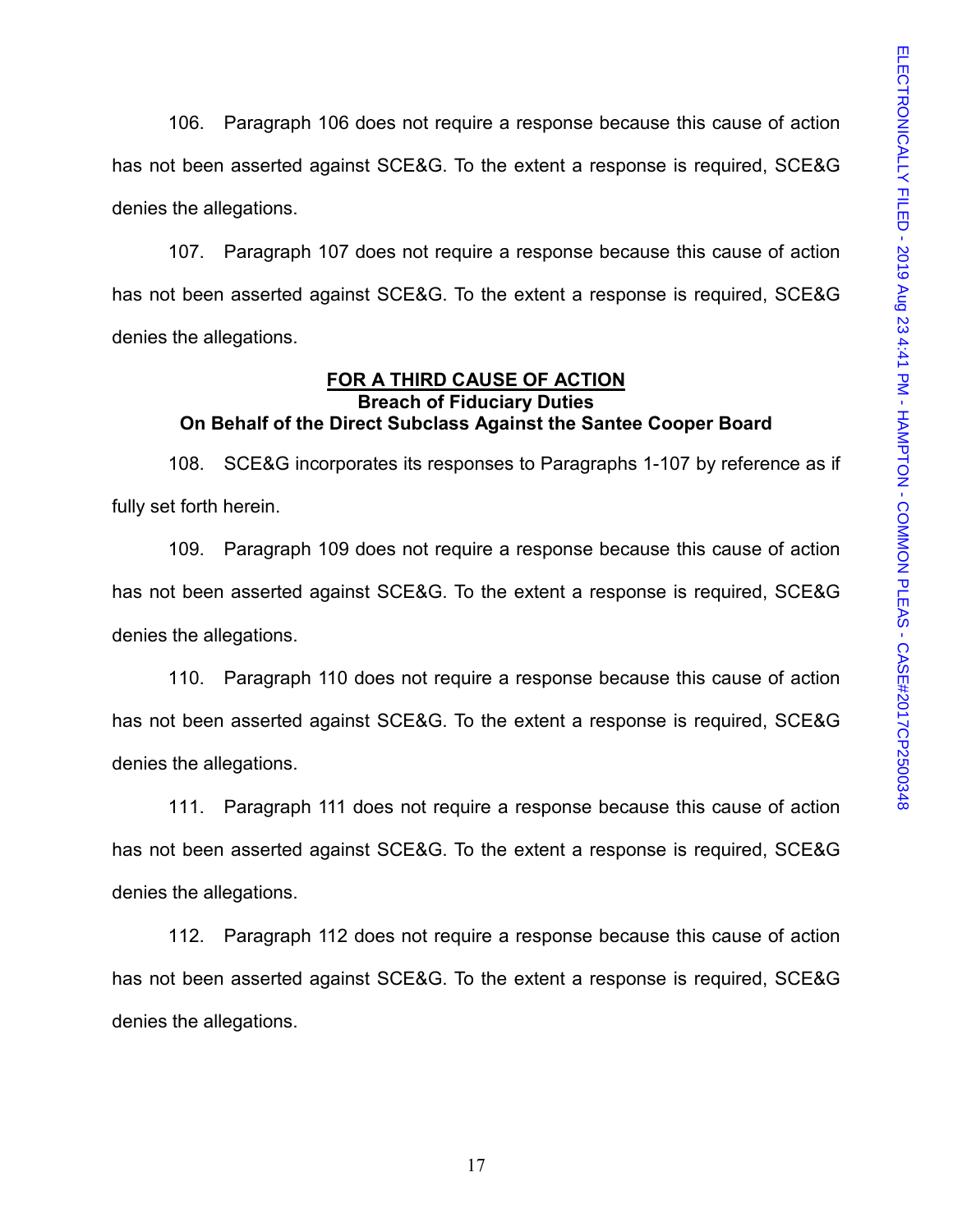106. Paragraph 106 does not require a response because this cause of action has not been asserted against SCE&G. To the extent a response is required, SCE&G denies the allegations.

107. Paragraph 107 does not require a response because this cause of action has not been asserted against SCE&G. To the extent a response is required, SCE&G denies the allegations.

**FOR A THIRD CAUSE OF ACTION**
**Breach of Fiduciary Duties**
**On Behalf of the Direct Subclass Against the Santee Cooper Board**

108. SCE&G incorporates its responses to Paragraphs 1-107 by reference as if fully set forth herein.

109. Paragraph 109 does not require a response because this cause of action has not been asserted against SCE&G. To the extent a response is required, SCE&G denies the allegations.

110. Paragraph 110 does not require a response because this cause of action has not been asserted against SCE&G. To the extent a response is required, SCE&G denies the allegations.

111. Paragraph 111 does not require a response because this cause of action has not been asserted against SCE&G. To the extent a response is required, SCE&G denies the allegations.

112. Paragraph 112 does not require a response because this cause of action has not been asserted against SCE&G. To the extent a response is required, SCE&G denies the allegations.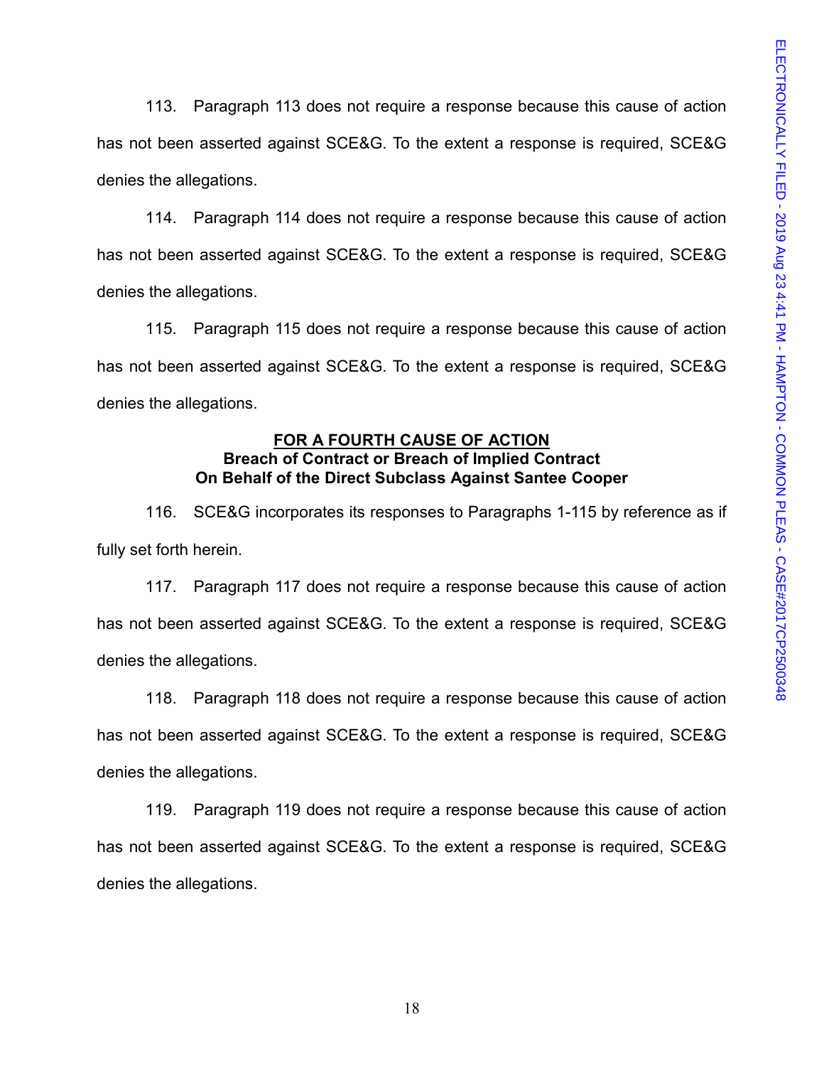113. Paragraph 113 does not require a response because this cause of action has not been asserted against SCE&G. To the extent a response is required, SCE&G denies the allegations.

114. Paragraph 114 does not require a response because this cause of action has not been asserted against SCE&G. To the extent a response is required, SCE&G denies the allegations.

115. Paragraph 115 does not require a response because this cause of action has not been asserted against SCE&G. To the extent a response is required, SCE&G denies the allegations.

**<u>FOR A FOURTH CAUSE OF ACTION</u>**
**Breach of Contract or Breach of Implied Contract**
**On Behalf of the Direct Subclass Against Santee Cooper**

116. SCE&G incorporates its responses to Paragraphs 1-115 by reference as if fully set forth herein.

117. Paragraph 117 does not require a response because this cause of action has not been asserted against SCE&G. To the extent a response is required, SCE&G denies the allegations.

118. Paragraph 118 does not require a response because this cause of action has not been asserted against SCE&G. To the extent a response is required, SCE&G denies the allegations.

119. Paragraph 119 does not require a response because this cause of action has not been asserted against SCE&G. To the extent a response is required, SCE&G denies the allegations.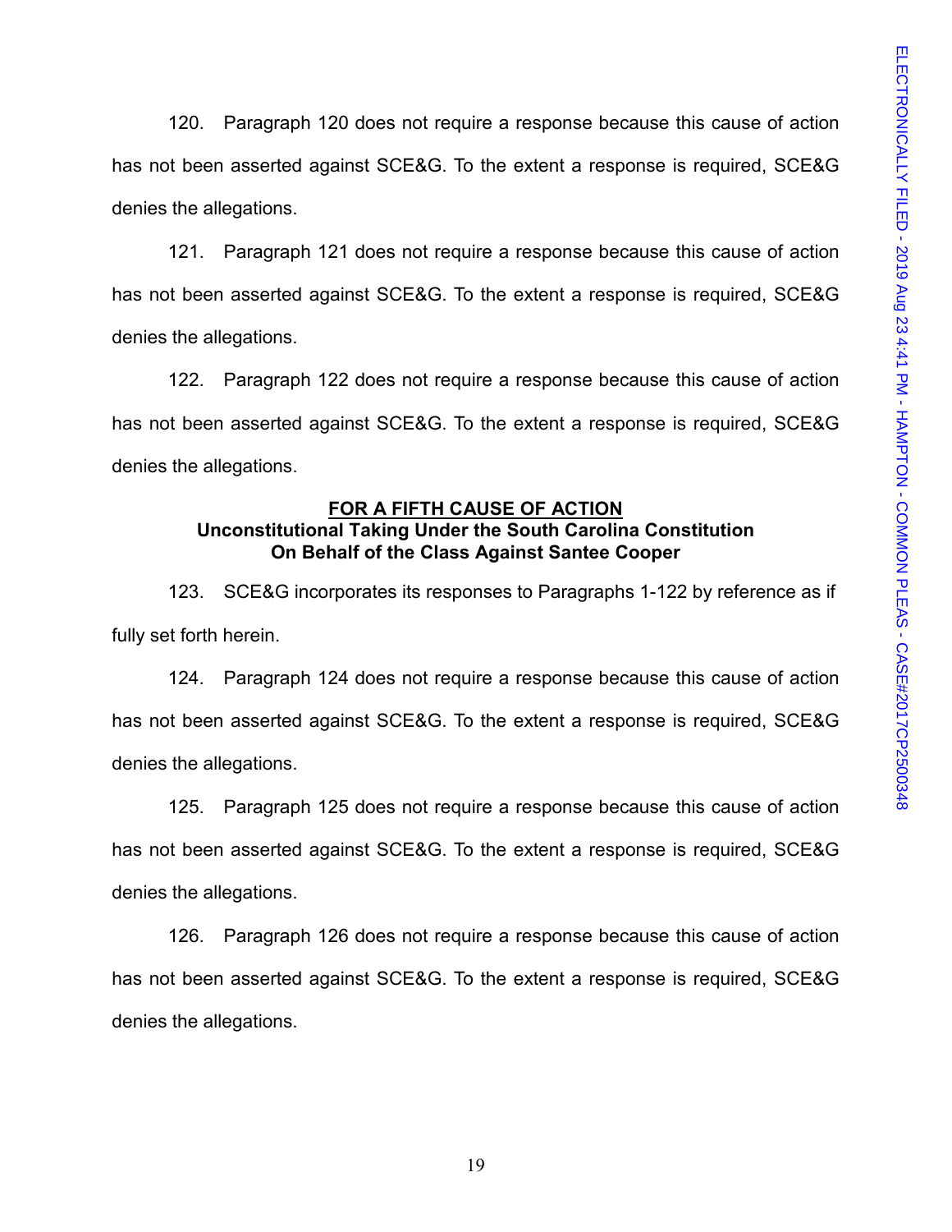120. Paragraph 120 does not require a response because this cause of action has not been asserted against SCE&G. To the extent a response is required, SCE&G denies the allegations.

121. Paragraph 121 does not require a response because this cause of action has not been asserted against SCE&G. To the extent a response is required, SCE&G denies the allegations.

122. Paragraph 122 does not require a response because this cause of action has not been asserted against SCE&G. To the extent a response is required, SCE&G denies the allegations.

**FOR A FIFTH CAUSE OF ACTION**
**Unconstitutional Taking Under the South Carolina Constitution**
**On Behalf of the Class Against Santee Cooper**

123. SCE&G incorporates its responses to Paragraphs 1-122 by reference as if fully set forth herein.

124. Paragraph 124 does not require a response because this cause of action has not been asserted against SCE&G. To the extent a response is required, SCE&G denies the allegations.

125. Paragraph 125 does not require a response because this cause of action has not been asserted against SCE&G. To the extent a response is required, SCE&G denies the allegations.

126. Paragraph 126 does not require a response because this cause of action has not been asserted against SCE&G. To the extent a response is required, SCE&G denies the allegations.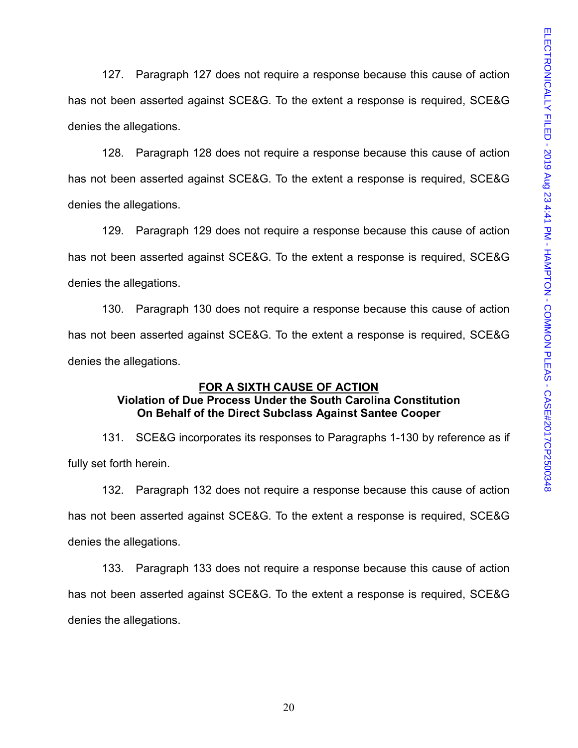127. Paragraph 127 does not require a response because this cause of action has not been asserted against SCE&G. To the extent a response is required, SCE&G denies the allegations.

128. Paragraph 128 does not require a response because this cause of action has not been asserted against SCE&G. To the extent a response is required, SCE&G denies the allegations.

129. Paragraph 129 does not require a response because this cause of action has not been asserted against SCE&G. To the extent a response is required, SCE&G denies the allegations.

130. Paragraph 130 does not require a response because this cause of action has not been asserted against SCE&G. To the extent a response is required, SCE&G denies the allegations.

**FOR A SIXTH CAUSE OF ACTION**
**Violation of Due Process Under the South Carolina Constitution**
**On Behalf of the Direct Subclass Against Santee Cooper**

131. SCE&G incorporates its responses to Paragraphs 1-130 by reference as if fully set forth herein.

132. Paragraph 132 does not require a response because this cause of action has not been asserted against SCE&G. To the extent a response is required, SCE&G denies the allegations.

133. Paragraph 133 does not require a response because this cause of action has not been asserted against SCE&G. To the extent a response is required, SCE&G denies the allegations.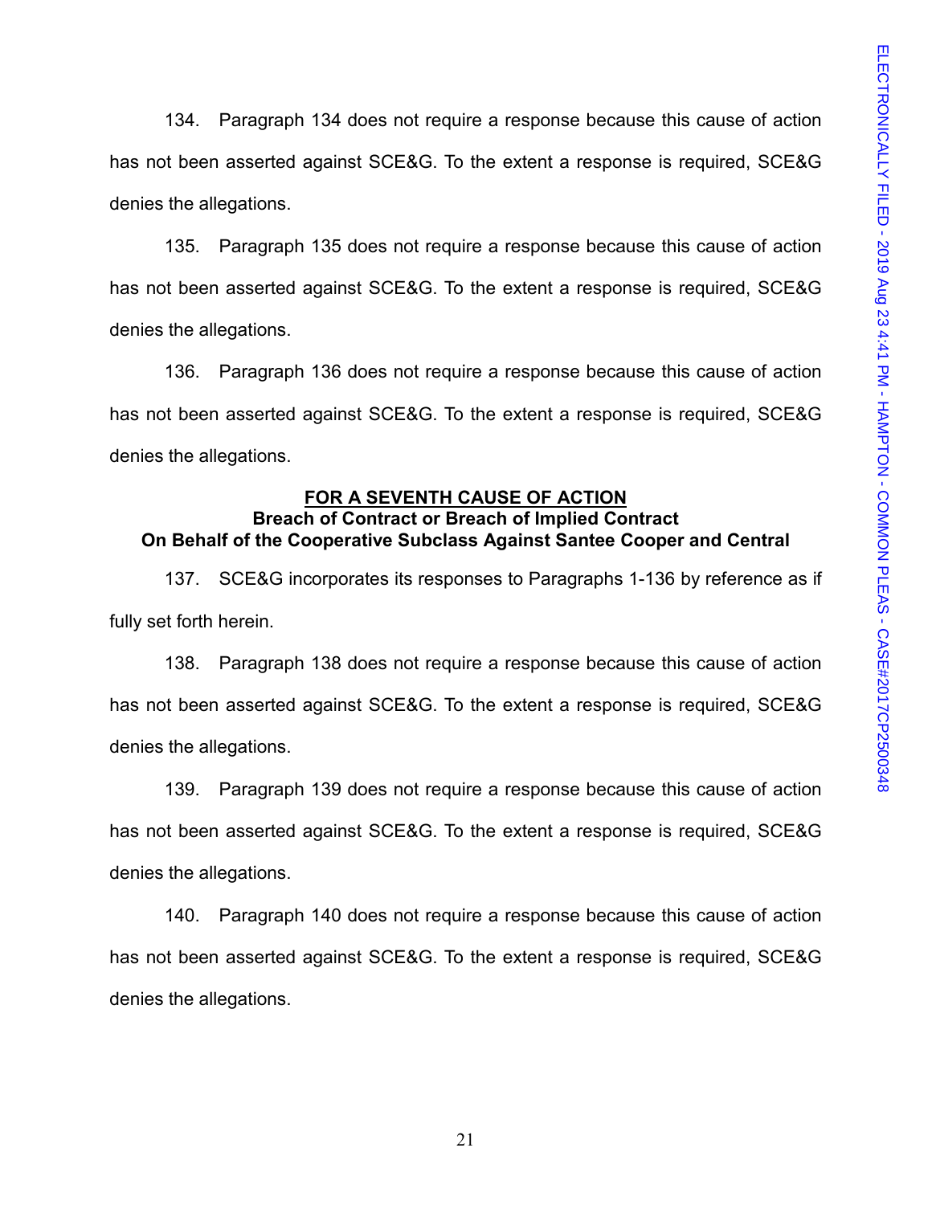134. Paragraph 134 does not require a response because this cause of action has not been asserted against SCE&G. To the extent a response is required, SCE&G denies the allegations.

135. Paragraph 135 does not require a response because this cause of action has not been asserted against SCE&G. To the extent a response is required, SCE&G denies the allegations.

136. Paragraph 136 does not require a response because this cause of action has not been asserted against SCE&G. To the extent a response is required, SCE&G denies the allegations.

**<u>FOR A SEVENTH CAUSE OF ACTION</u>**
**Breach of Contract or Breach of Implied Contract**
**On Behalf of the Cooperative Subclass Against Santee Cooper and Central**

137. SCE&G incorporates its responses to Paragraphs 1-136 by reference as if fully set forth herein.

138. Paragraph 138 does not require a response because this cause of action has not been asserted against SCE&G. To the extent a response is required, SCE&G denies the allegations.

139. Paragraph 139 does not require a response because this cause of action has not been asserted against SCE&G. To the extent a response is required, SCE&G denies the allegations.

140. Paragraph 140 does not require a response because this cause of action has not been asserted against SCE&G. To the extent a response is required, SCE&G denies the allegations.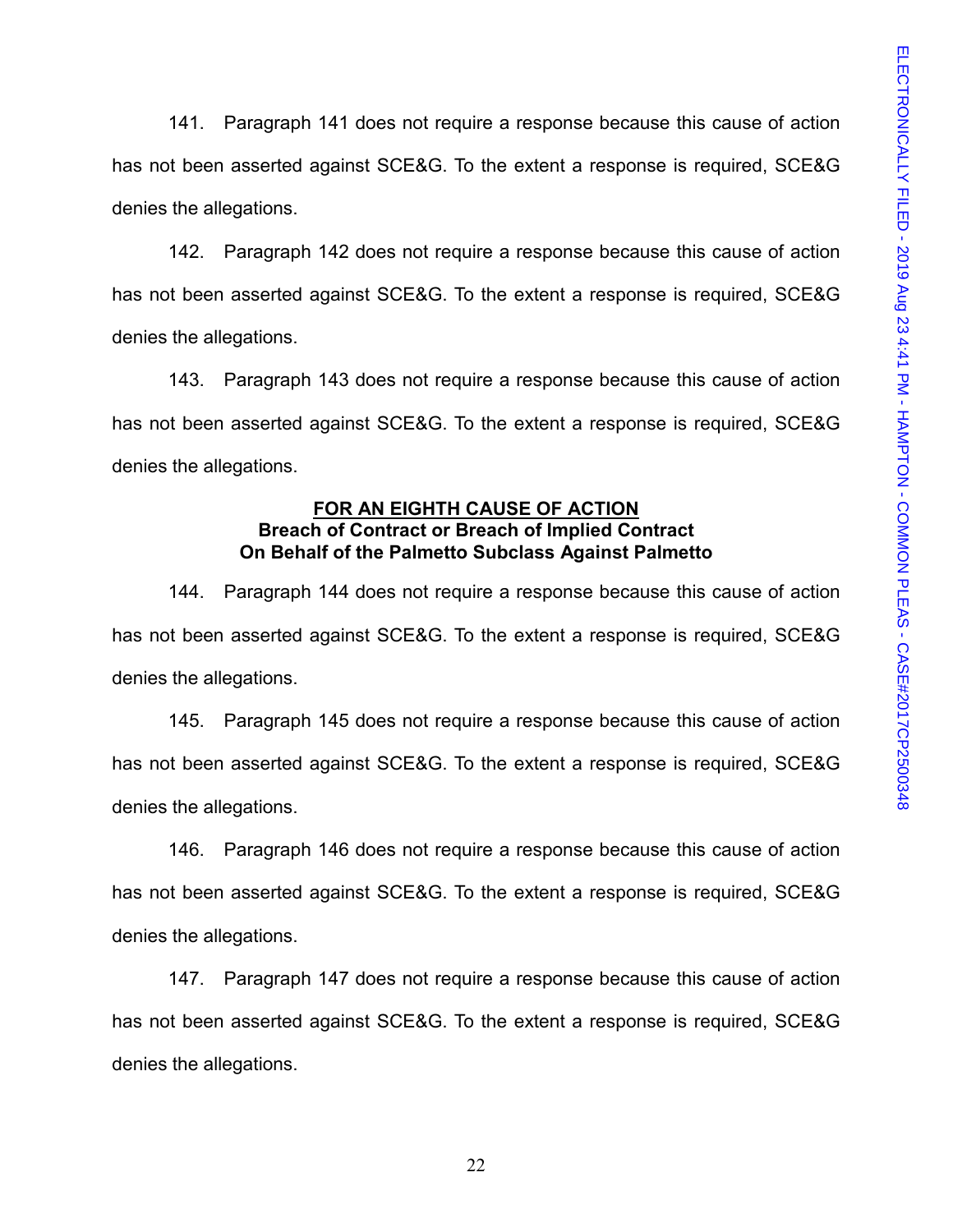141. Paragraph 141 does not require a response because this cause of action has not been asserted against SCE&G. To the extent a response is required, SCE&G denies the allegations.

142. Paragraph 142 does not require a response because this cause of action has not been asserted against SCE&G. To the extent a response is required, SCE&G denies the allegations.

143. Paragraph 143 does not require a response because this cause of action has not been asserted against SCE&G. To the extent a response is required, SCE&G denies the allegations.

**FOR AN EIGHTH CAUSE OF ACTION**
**Breach of Contract or Breach of Implied Contract**
**On Behalf of the Palmetto Subclass Against Palmetto**

144. Paragraph 144 does not require a response because this cause of action has not been asserted against SCE&G. To the extent a response is required, SCE&G denies the allegations.

145. Paragraph 145 does not require a response because this cause of action has not been asserted against SCE&G. To the extent a response is required, SCE&G denies the allegations.

146. Paragraph 146 does not require a response because this cause of action has not been asserted against SCE&G. To the extent a response is required, SCE&G denies the allegations.

147. Paragraph 147 does not require a response because this cause of action has not been asserted against SCE&G. To the extent a response is required, SCE&G denies the allegations.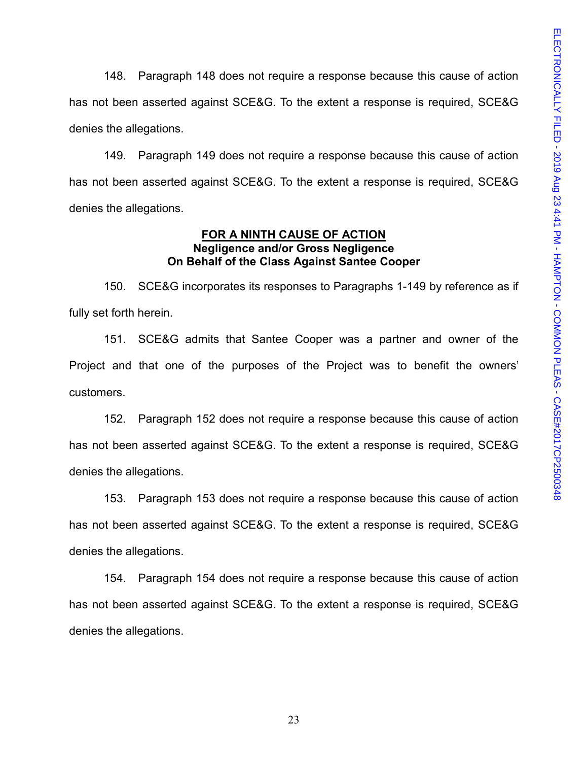148. Paragraph 148 does not require a response because this cause of action has not been asserted against SCE&G. To the extent a response is required, SCE&G denies the allegations.

149. Paragraph 149 does not require a response because this cause of action has not been asserted against SCE&G. To the extent a response is required, SCE&G denies the allegations.

**<u>FOR A NINTH CAUSE OF ACTION</u>**
**Negligence and/or Gross Negligence**
**On Behalf of the Class Against Santee Cooper**

150. SCE&G incorporates its responses to Paragraphs 1-149 by reference as if fully set forth herein.

151. SCE&G admits that Santee Cooper was a partner and owner of the Project and that one of the purposes of the Project was to benefit the owners' customers.

152. Paragraph 152 does not require a response because this cause of action has not been asserted against SCE&G. To the extent a response is required, SCE&G denies the allegations.

153. Paragraph 153 does not require a response because this cause of action has not been asserted against SCE&G. To the extent a response is required, SCE&G denies the allegations.

154. Paragraph 154 does not require a response because this cause of action has not been asserted against SCE&G. To the extent a response is required, SCE&G denies the allegations.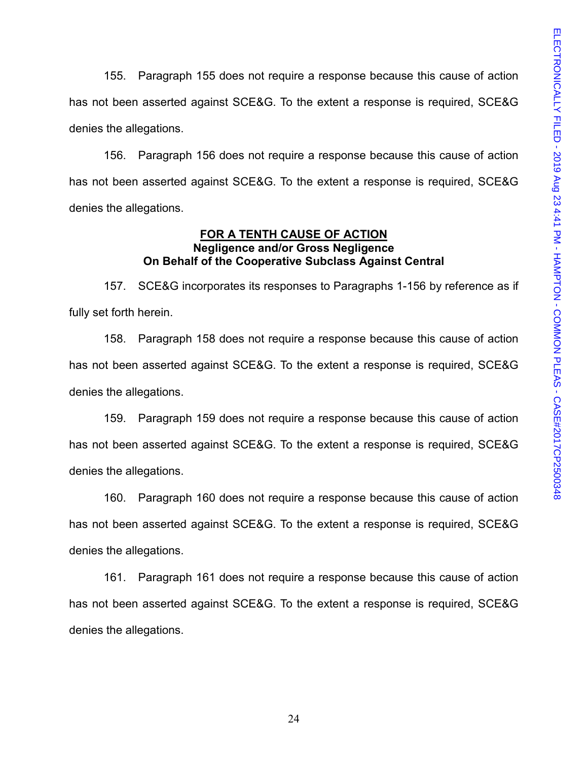155. Paragraph 155 does not require a response because this cause of action has not been asserted against SCE&G. To the extent a response is required, SCE&G denies the allegations.

156. Paragraph 156 does not require a response because this cause of action has not been asserted against SCE&G. To the extent a response is required, SCE&G denies the allegations.

**FOR A TENTH CAUSE OF ACTION**
**Negligence and/or Gross Negligence**
**On Behalf of the Cooperative Subclass Against Central**

157. SCE&G incorporates its responses to Paragraphs 1-156 by reference as if fully set forth herein.

158. Paragraph 158 does not require a response because this cause of action has not been asserted against SCE&G. To the extent a response is required, SCE&G denies the allegations.

159. Paragraph 159 does not require a response because this cause of action has not been asserted against SCE&G. To the extent a response is required, SCE&G denies the allegations.

160. Paragraph 160 does not require a response because this cause of action has not been asserted against SCE&G. To the extent a response is required, SCE&G denies the allegations.

161. Paragraph 161 does not require a response because this cause of action has not been asserted against SCE&G. To the extent a response is required, SCE&G denies the allegations.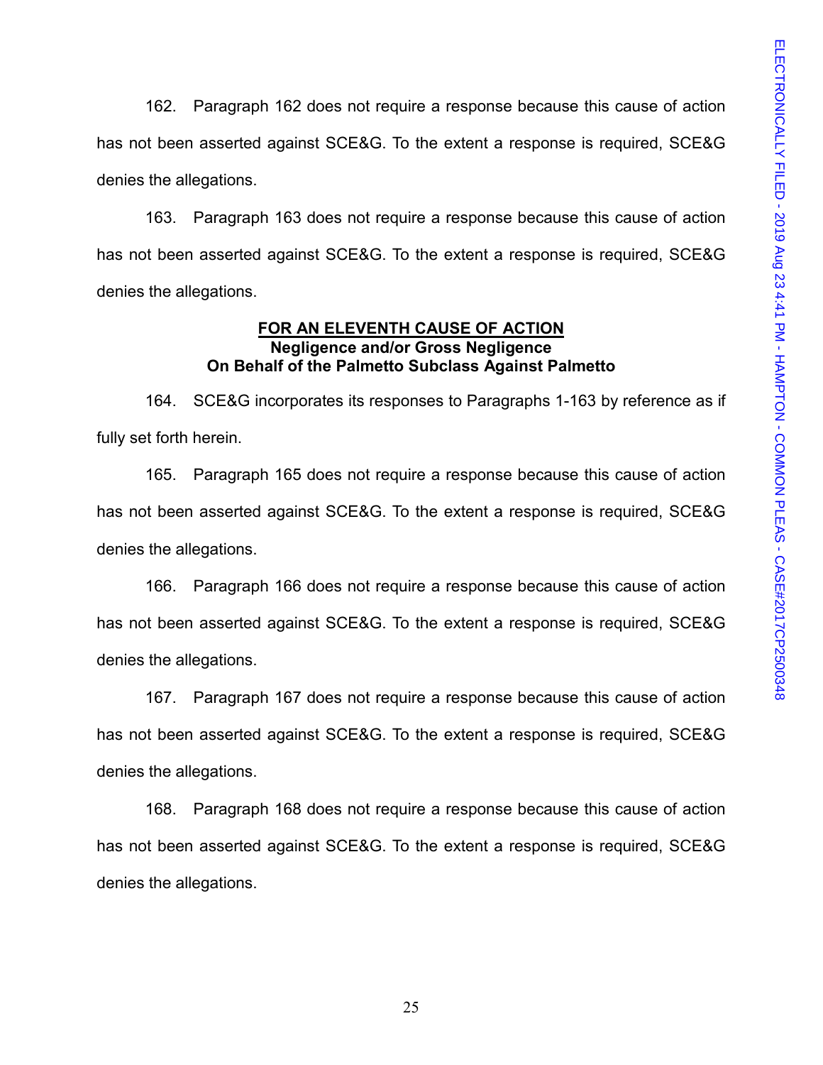162. Paragraph 162 does not require a response because this cause of action has not been asserted against SCE&G. To the extent a response is required, SCE&G denies the allegations.

163. Paragraph 163 does not require a response because this cause of action has not been asserted against SCE&G. To the extent a response is required, SCE&G denies the allegations.

**FOR AN ELEVENTH CAUSE OF ACTION**
**Negligence and/or Gross Negligence**
**On Behalf of the Palmetto Subclass Against Palmetto**

164. SCE&G incorporates its responses to Paragraphs 1-163 by reference as if fully set forth herein.

165. Paragraph 165 does not require a response because this cause of action has not been asserted against SCE&G. To the extent a response is required, SCE&G denies the allegations.

166. Paragraph 166 does not require a response because this cause of action has not been asserted against SCE&G. To the extent a response is required, SCE&G denies the allegations.

167. Paragraph 167 does not require a response because this cause of action has not been asserted against SCE&G. To the extent a response is required, SCE&G denies the allegations.

168. Paragraph 168 does not require a response because this cause of action has not been asserted against SCE&G. To the extent a response is required, SCE&G denies the allegations.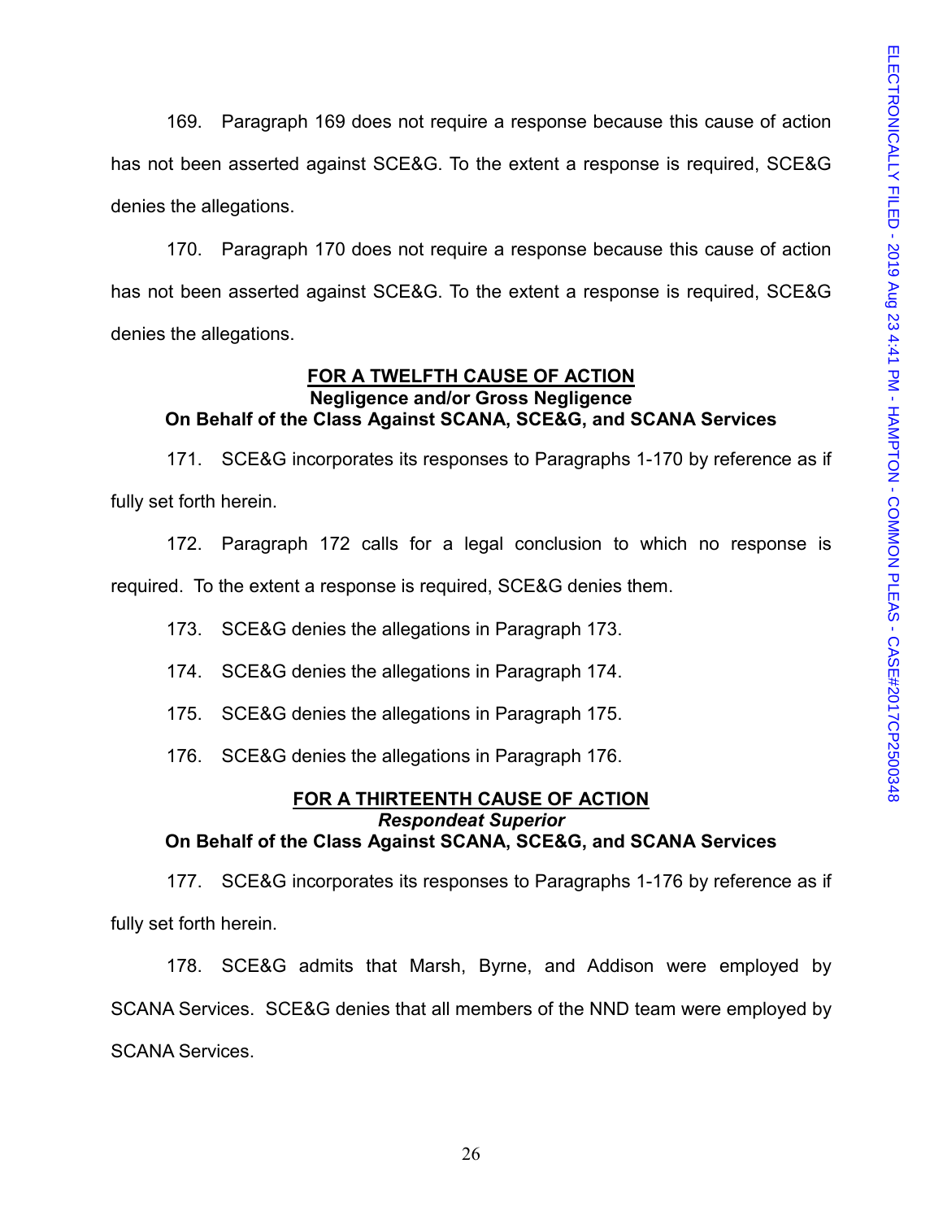169. Paragraph 169 does not require a response because this cause of action has not been asserted against SCE&G. To the extent a response is required, SCE&G denies the allegations.

170. Paragraph 170 does not require a response because this cause of action has not been asserted against SCE&G. To the extent a response is required, SCE&G denies the allegations.

## FOR A TWELFTH CAUSE OF ACTION
**Negligence and/or Gross Negligence**
**On Behalf of the Class Against SCANA, SCE&G, and SCANA Services**

171. SCE&G incorporates its responses to Paragraphs 1-170 by reference as if fully set forth herein.

172. Paragraph 172 calls for a legal conclusion to which no response is required. To the extent a response is required, SCE&G denies them.

173. SCE&G denies the allegations in Paragraph 173.

174. SCE&G denies the allegations in Paragraph 174.

175. SCE&G denies the allegations in Paragraph 175.

176. SCE&G denies the allegations in Paragraph 176.

## FOR A THIRTEENTH CAUSE OF ACTION
***Respondeat Superior***
**On Behalf of the Class Against SCANA, SCE&G, and SCANA Services**

177. SCE&G incorporates its responses to Paragraphs 1-176 by reference as if fully set forth herein.

178. SCE&G admits that Marsh, Byrne, and Addison were employed by SCANA Services. SCE&G denies that all members of the NND team were employed by SCANA Services.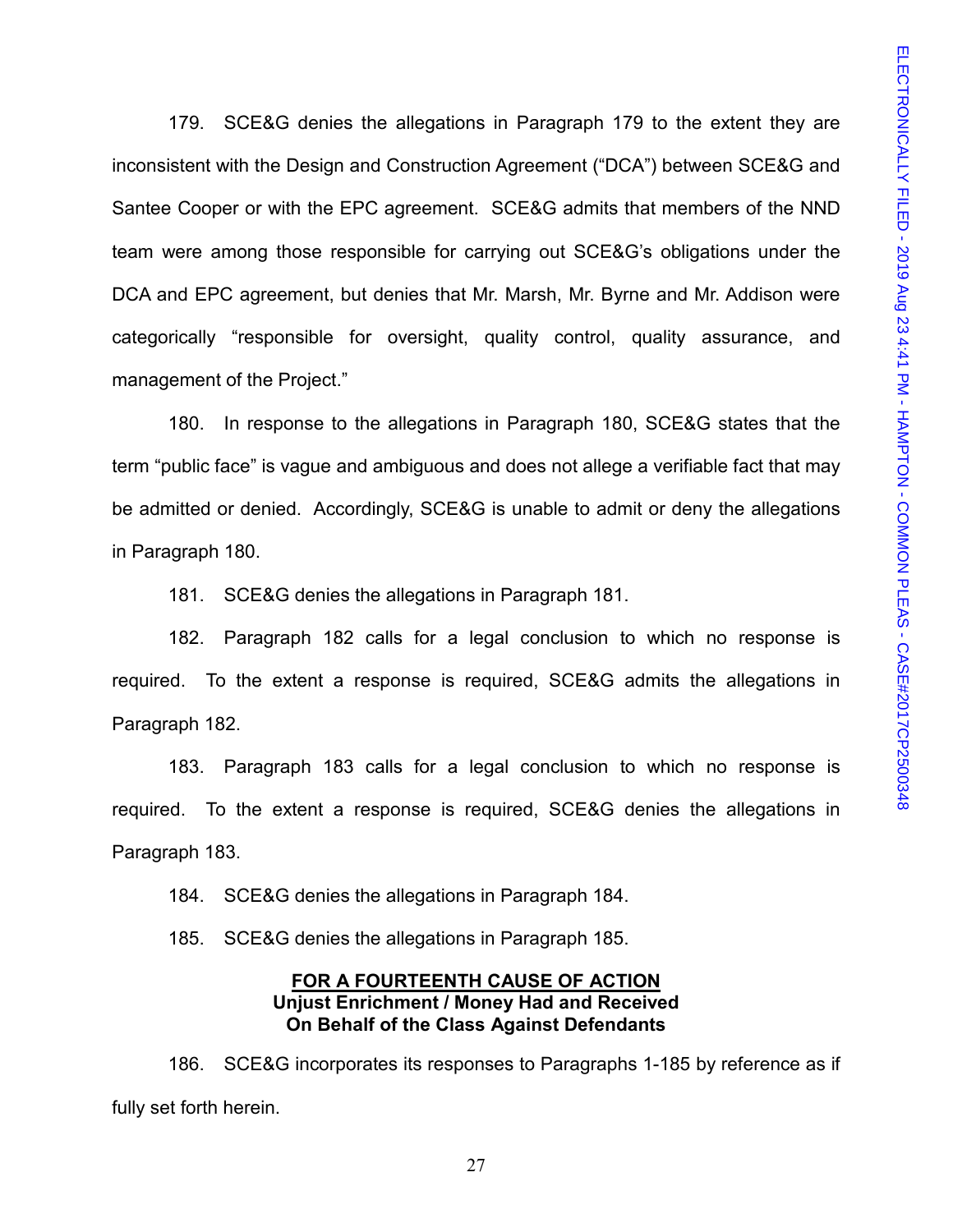179. SCE&G denies the allegations in Paragraph 179 to the extent they are inconsistent with the Design and Construction Agreement ("DCA") between SCE&G and Santee Cooper or with the EPC agreement. SCE&G admits that members of the NND team were among those responsible for carrying out SCE&G's obligations under the DCA and EPC agreement, but denies that Mr. Marsh, Mr. Byrne and Mr. Addison were categorically "responsible for oversight, quality control, quality assurance, and management of the Project."

180. In response to the allegations in Paragraph 180, SCE&G states that the term "public face" is vague and ambiguous and does not allege a verifiable fact that may be admitted or denied. Accordingly, SCE&G is unable to admit or deny the allegations in Paragraph 180.

181. SCE&G denies the allegations in Paragraph 181.

182. Paragraph 182 calls for a legal conclusion to which no response is required. To the extent a response is required, SCE&G admits the allegations in Paragraph 182.

183. Paragraph 183 calls for a legal conclusion to which no response is required. To the extent a response is required, SCE&G denies the allegations in Paragraph 183.

184. SCE&G denies the allegations in Paragraph 184.

185. SCE&G denies the allegations in Paragraph 185.

**<u>FOR A FOURTEENTH CAUSE OF ACTION</u>**
**Unjust Enrichment / Money Had and Received**
**On Behalf of the Class Against Defendants**

186. SCE&G incorporates its responses to Paragraphs 1-185 by reference as if fully set forth herein.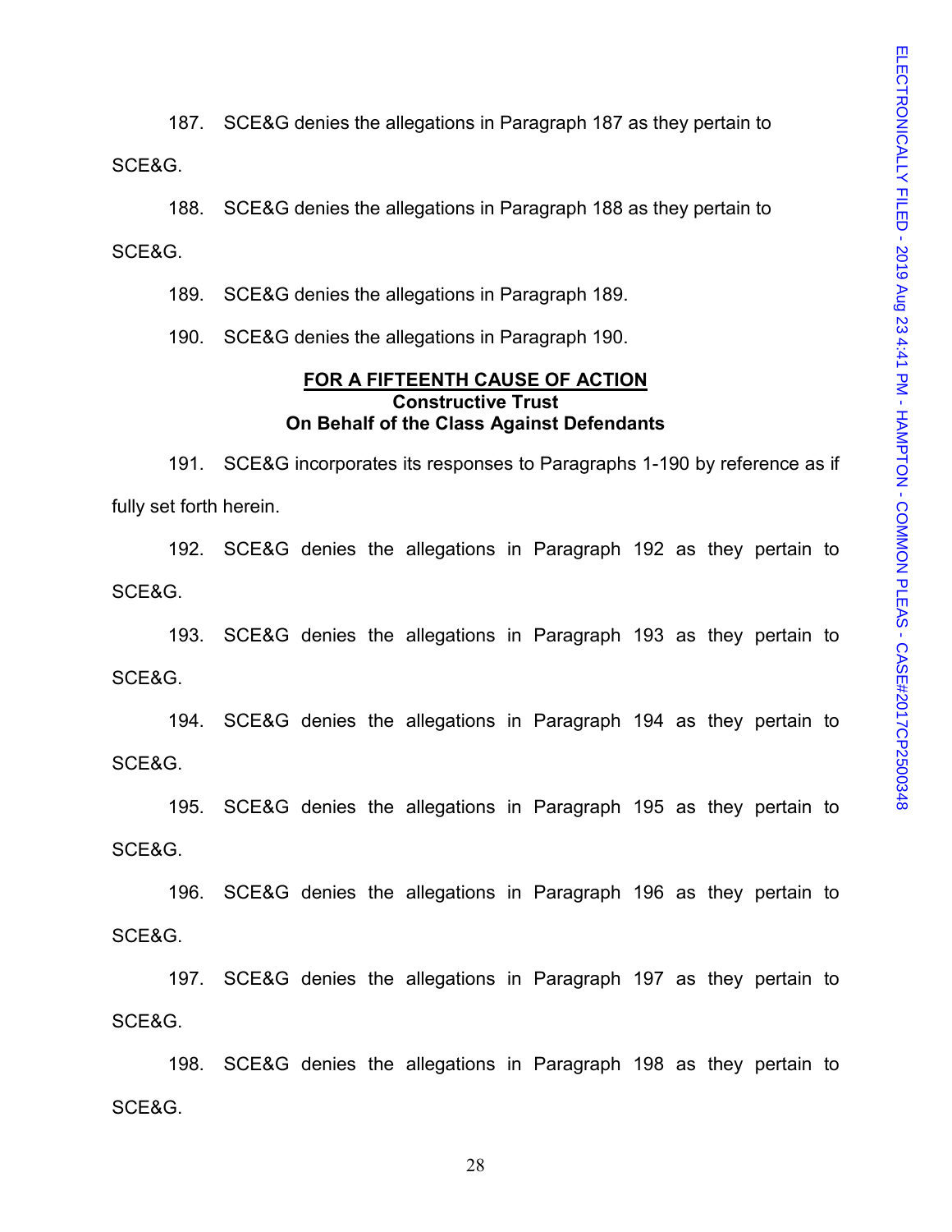187. SCE&G denies the allegations in Paragraph 187 as they pertain to SCE&G.

188. SCE&G denies the allegations in Paragraph 188 as they pertain to SCE&G.

189. SCE&G denies the allegations in Paragraph 189.

190. SCE&G denies the allegations in Paragraph 190.

**FOR A FIFTEENTH CAUSE OF ACTION**
**Constructive Trust**
**On Behalf of the Class Against Defendants**

191. SCE&G incorporates its responses to Paragraphs 1-190 by reference as if fully set forth herein.

192. SCE&G denies the allegations in Paragraph 192 as they pertain to SCE&G.

193. SCE&G denies the allegations in Paragraph 193 as they pertain to SCE&G.

194. SCE&G denies the allegations in Paragraph 194 as they pertain to SCE&G.

195. SCE&G denies the allegations in Paragraph 195 as they pertain to SCE&G.

196. SCE&G denies the allegations in Paragraph 196 as they pertain to SCE&G.

197. SCE&G denies the allegations in Paragraph 197 as they pertain to SCE&G.

198. SCE&G denies the allegations in Paragraph 198 as they pertain to SCE&G.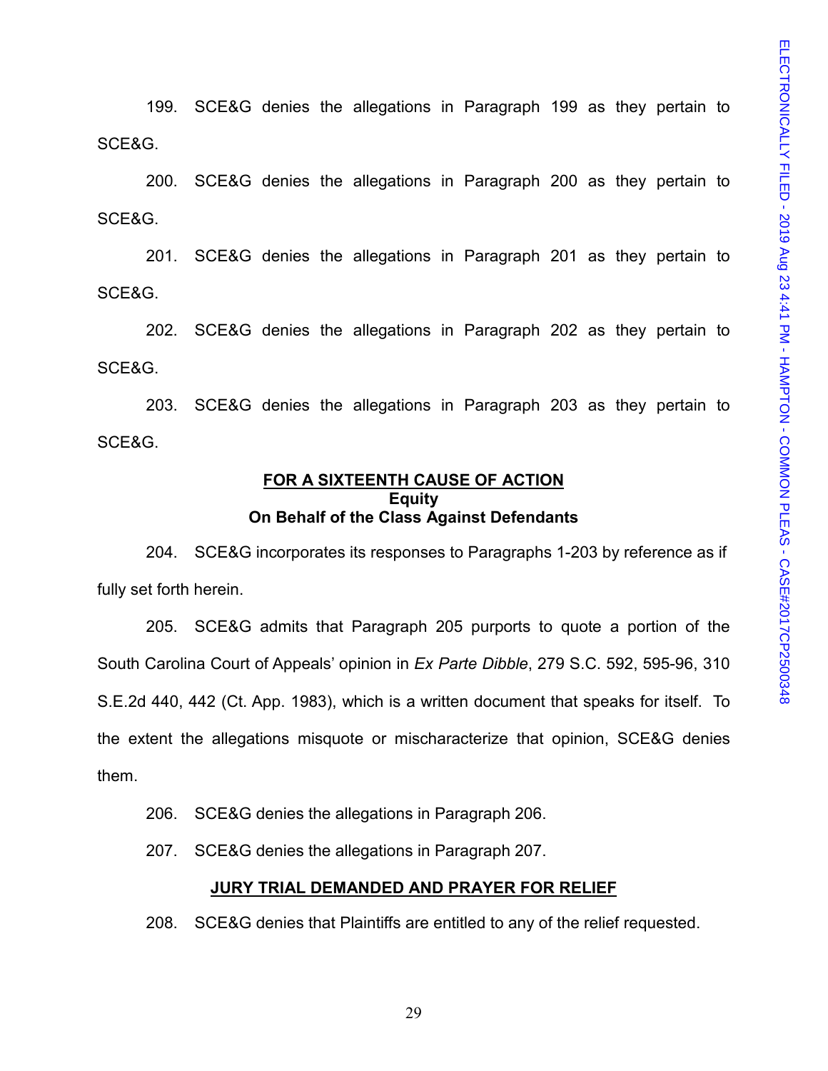199. SCE&G denies the allegations in Paragraph 199 as they pertain to SCE&G.

200. SCE&G denies the allegations in Paragraph 200 as they pertain to SCE&G.

201. SCE&G denies the allegations in Paragraph 201 as they pertain to SCE&G.

202. SCE&G denies the allegations in Paragraph 202 as they pertain to SCE&G.

203. SCE&G denies the allegations in Paragraph 203 as they pertain to SCE&G.

## FOR A SIXTEENTH CAUSE OF ACTION
### Equity
### On Behalf of the Class Against Defendants

204. SCE&G incorporates its responses to Paragraphs 1-203 by reference as if fully set forth herein.

205. SCE&G admits that Paragraph 205 purports to quote a portion of the South Carolina Court of Appeals' opinion in *Ex Parte Dibble*, 279 S.C. 592, 595-96, 310 S.E.2d 440, 442 (Ct. App. 1983), which is a written document that speaks for itself. To the extent the allegations misquote or mischaracterize that opinion, SCE&G denies them.

206. SCE&G denies the allegations in Paragraph 206.

207. SCE&G denies the allegations in Paragraph 207.

## JURY TRIAL DEMANDED AND PRAYER FOR RELIEF

208. SCE&G denies that Plaintiffs are entitled to any of the relief requested.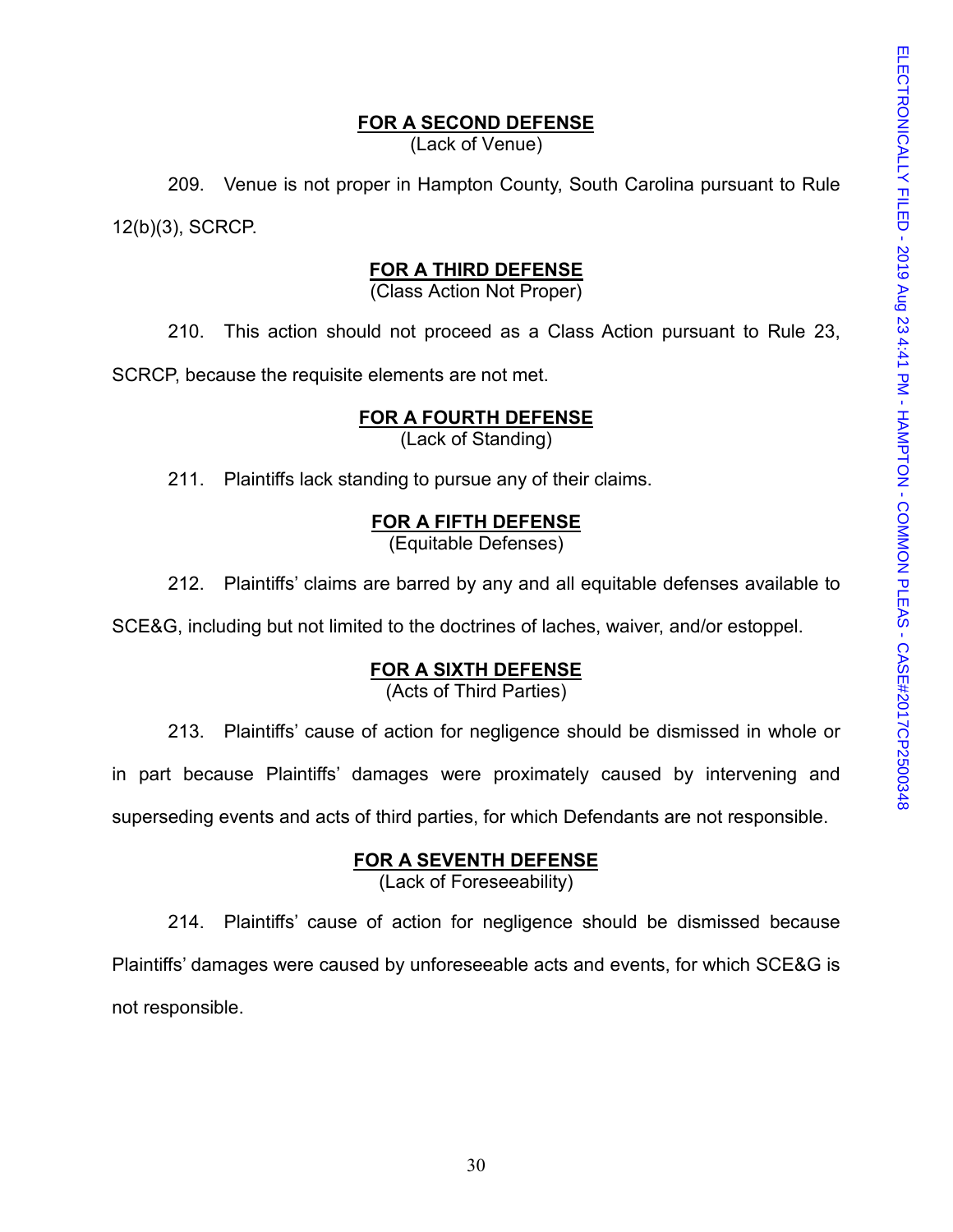**FOR A SECOND DEFENSE**
(Lack of Venue)

209. Venue is not proper in Hampton County, South Carolina pursuant to Rule 12(b)(3), SCRCP.

**FOR A THIRD DEFENSE**
(Class Action Not Proper)

210. This action should not proceed as a Class Action pursuant to Rule 23, SCRCP, because the requisite elements are not met.

**FOR A FOURTH DEFENSE**
(Lack of Standing)

211. Plaintiffs lack standing to pursue any of their claims.

**FOR A FIFTH DEFENSE**
(Equitable Defenses)

212. Plaintiffs' claims are barred by any and all equitable defenses available to SCE&G, including but not limited to the doctrines of laches, waiver, and/or estoppel.

**FOR A SIXTH DEFENSE**
(Acts of Third Parties)

213. Plaintiffs' cause of action for negligence should be dismissed in whole or in part because Plaintiffs' damages were proximately caused by intervening and superseding events and acts of third parties, for which Defendants are not responsible.

**FOR A SEVENTH DEFENSE**
(Lack of Foreseeability)

214. Plaintiffs' cause of action for negligence should be dismissed because Plaintiffs' damages were caused by unforeseeable acts and events, for which SCE&G is not responsible.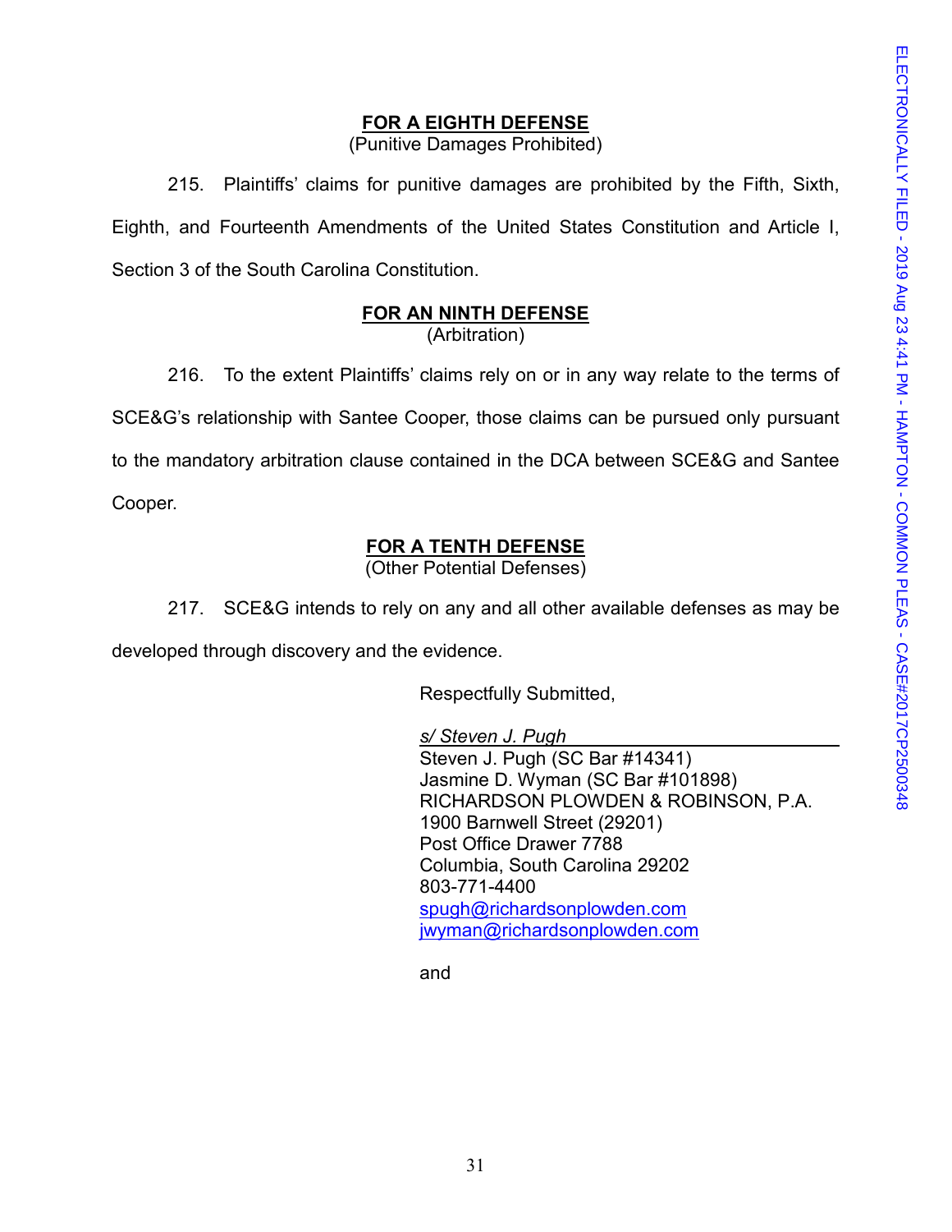**FOR A EIGHTH DEFENSE**
(Punitive Damages Prohibited)

215. Plaintiffs' claims for punitive damages are prohibited by the Fifth, Sixth, Eighth, and Fourteenth Amendments of the United States Constitution and Article I, Section 3 of the South Carolina Constitution.

**FOR AN NINTH DEFENSE**
(Arbitration)

216. To the extent Plaintiffs' claims rely on or in any way relate to the terms of SCE&G's relationship with Santee Cooper, those claims can be pursued only pursuant to the mandatory arbitration clause contained in the DCA between SCE&G and Santee Cooper.

**FOR A TENTH DEFENSE**
(Other Potential Defenses)

217. SCE&G intends to rely on any and all other available defenses as may be developed through discovery and the evidence.

Respectfully Submitted,

*s/ Steven J. Pugh*
Steven J. Pugh (SC Bar #14341)
Jasmine D. Wyman (SC Bar #101898)
RICHARDSON PLOWDEN & ROBINSON, P.A.
1900 Barnwell Street (29201)
Post Office Drawer 7788
Columbia, South Carolina 29202
803-771-4400
spugh@richardsonplowden.com
jwyman@richardsonplowden.com

and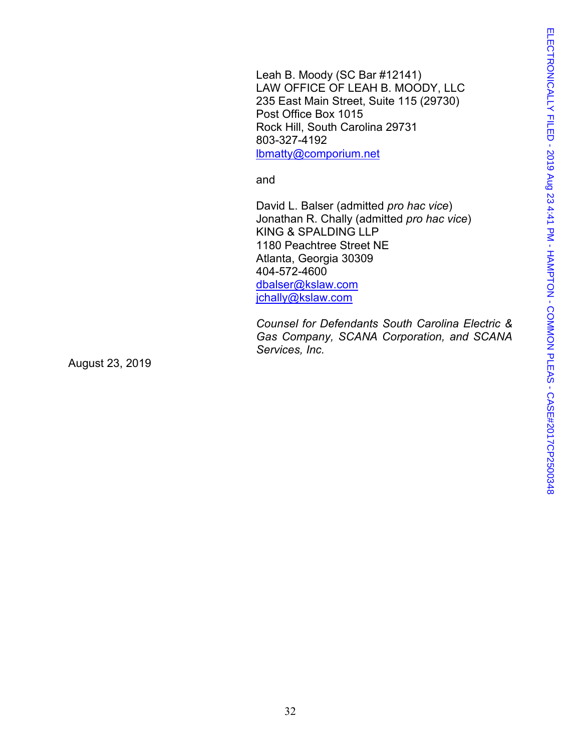Leah B. Moody (SC Bar #12141)
LAW OFFICE OF LEAH B. MOODY, LLC
235 East Main Street, Suite 115 (29730)
Post Office Box 1015
Rock Hill, South Carolina 29731
803-327-4192
lbmatty@comporium.net

and

David L. Balser (admitted *pro hac vice*)
Jonathan R. Chally (admitted *pro hac vice*)
KING & SPALDING LLP
1180 Peachtree Street NE
Atlanta, Georgia 30309
404-572-4600
dbalser@kslaw.com
jchally@kslaw.com

*Counsel for Defendants South Carolina Electric & Gas Company, SCANA Corporation, and SCANA Services, Inc.*

August 23, 2019